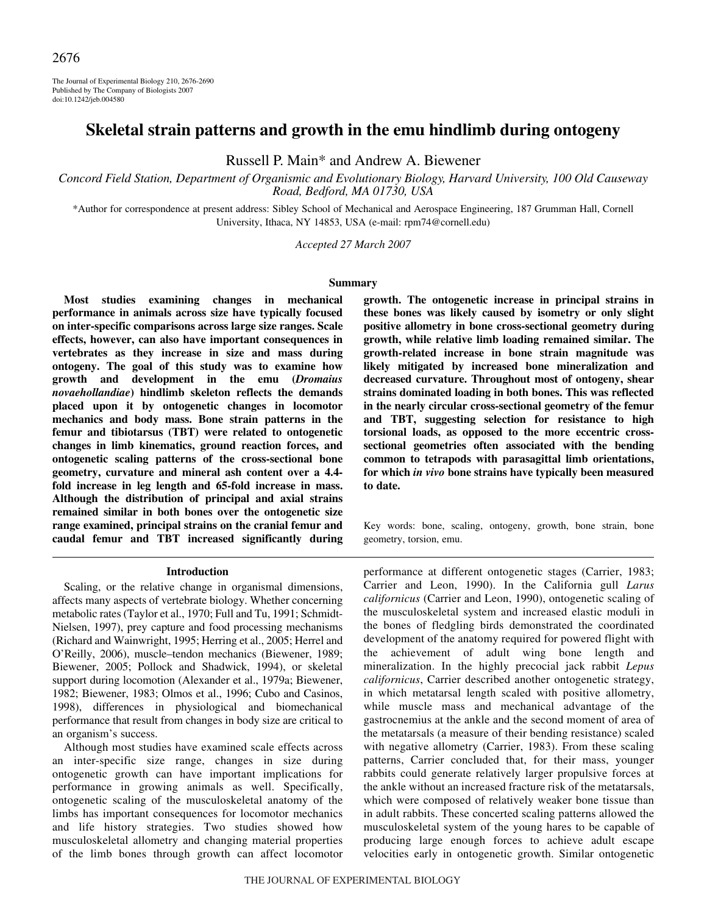# Skeletal strain patterns and growth in the emu hindlimb during ontogeny

Russell P. Main* and Andrew A. Biewener

*Concord Field Station, Department of Organismic and Evolutionary Biology, Harvard University, 100 Old Causeway Road, Bedford, MA 01730, USA*

*Author for correspondence at present address: Sibley School of Mechanical and Aerospace Engineering, 187 Grumman Hall, Cornell University, Ithaca, NY 14853, USA (e-mail: rpm74@cornell.edu)

*Accepted 27 March 2007*

## Summary

**Most studies examining changes in mechanical performance in animals across size have typically focused on inter-specific comparisons across large size ranges. Scale effects, however, can also have important consequences in vertebrates as they increase in size and mass during ontogeny. The goal of this study was to examine how growth and development in the emu (*Dromaius novaehollandiae*) hindlimb skeleton reflects the demands placed upon it by ontogenetic changes in locomotor mechanics and body mass. Bone strain patterns in the femur and tibiotarsus (TBT) were related to ontogenetic changes in limb kinematics, ground reaction forces, and ontogenetic scaling patterns of the cross-sectional bone geometry, curvature and mineral ash content over a 4.4-fold increase in leg length and 65-fold increase in mass. Although the distribution of principal and axial strains remained similar in both bones over the ontogenetic size range examined, principal strains on the cranial femur and caudal femur and TBT increased significantly during growth. The ontogenetic increase in principal strains in these bones was likely caused by isometry or only slight positive allometry in bone cross-sectional geometry during growth, while relative limb loading remained similar. The growth-related increase in bone strain magnitude was likely mitigated by increased bone mineralization and decreased curvature. Throughout most of ontogeny, shear strains dominated loading in both bones. This was reflected in the nearly circular cross-sectional geometry of the femur and TBT, suggesting selection for resistance to high torsional loads, as opposed to the more eccentric cross-sectional geometries often associated with the bending common to tetrapods with parasagittal limb orientations, for which *in vivo* bone strains have typically been measured to date.**

Key words: bone, scaling, ontogeny, growth, bone strain, bone geometry, torsion, emu.

## Introduction

Scaling, or the relative change in organismal dimensions, affects many aspects of vertebrate biology. Whether concerning metabolic rates (Taylor et al., 1970; Full and Tu, 1991; Schmidt-Nielsen, 1997), prey capture and food processing mechanisms (Richard and Wainwright, 1995; Herring et al., 2005; Herrel and O'Reilly, 2006), muscle–tendon mechanics (Biewener, 1989; Biewener, 2005; Pollock and Shadwick, 1994), or skeletal support during locomotion (Alexander et al., 1979a; Biewener, 1982; Biewener, 1983; Olmos et al., 1996; Cubo and Casinos, 1998), differences in physiological and biomechanical performance that result from changes in body size are critical to an organism's success.

Although most studies have examined scale effects across an inter-specific size range, changes in size during ontogenetic growth can have important implications for performance in growing animals as well. Specifically, ontogenetic scaling of the musculoskeletal anatomy of the limbs has important consequences for locomotor mechanics and life history strategies. Two studies showed how musculoskeletal allometry and changing material properties of the limb bones through growth can affect locomotor performance at different ontogenetic stages (Carrier, 1983; Carrier and Leon, 1990). In the California gull *Larus californicus* (Carrier and Leon, 1990), ontogenetic scaling of the musculoskeletal system and increased elastic moduli in the bones of fledgling birds demonstrated the coordinated development of the anatomy required for powered flight with the achievement of adult wing bone length and mineralization. In the highly precocial jack rabbit *Lepus californicus*, Carrier described another ontogenetic strategy, in which metatarsal length scaled with positive allometry, while muscle mass and mechanical advantage of the gastrocnemius at the ankle and the second moment of area of the metatarsals (a measure of their bending resistance) scaled with negative allometry (Carrier, 1983). From these scaling patterns, Carrier concluded that, for their mass, younger rabbits could generate relatively larger propulsive forces at the ankle without an increased fracture risk of the metatarsals, which were composed of relatively weaker bone tissue than in adult rabbits. These concerted scaling patterns allowed the musculoskeletal system of the young hares to be capable of producing large enough forces to achieve adult escape velocities early in ontogenetic growth. Similar ontogenetic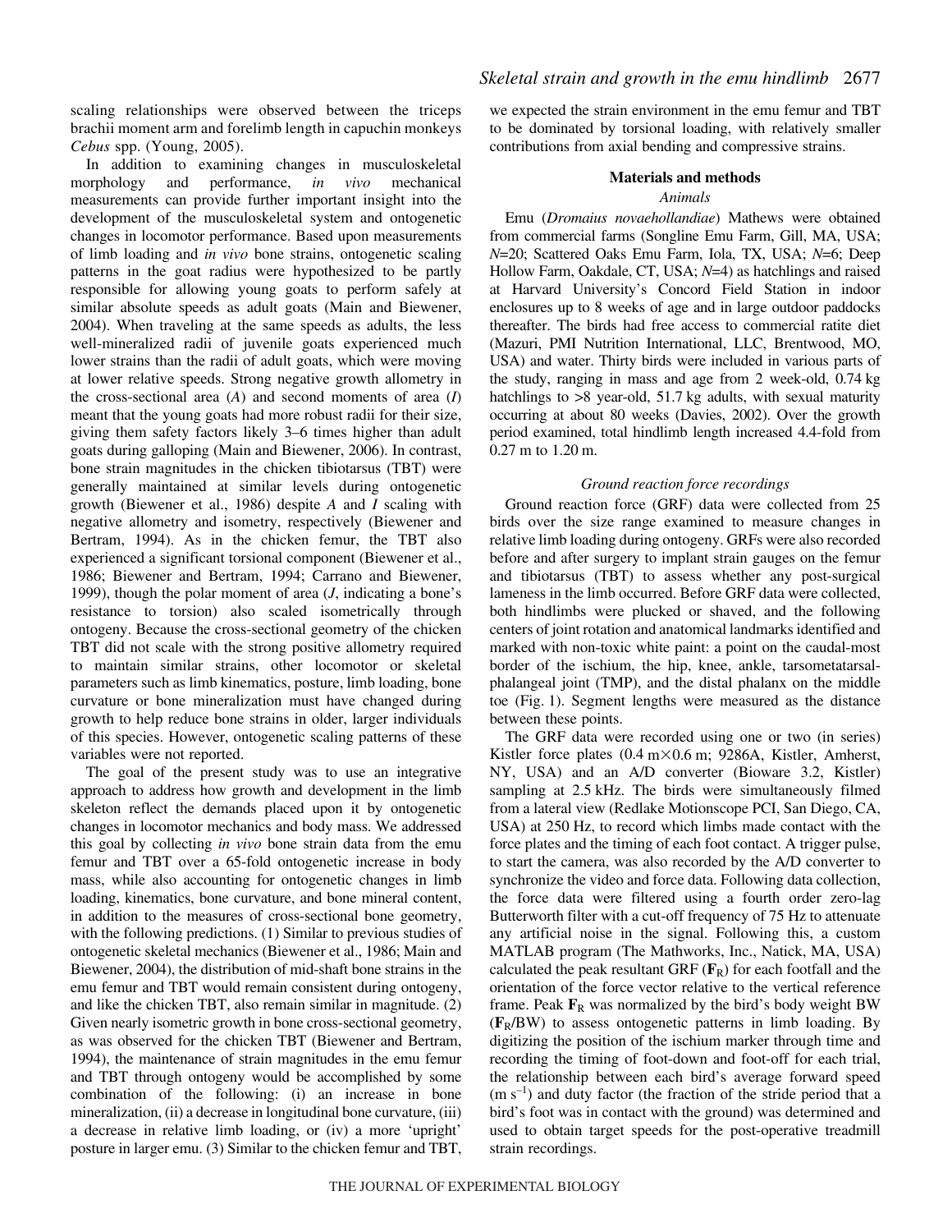scaling relationships were observed between the triceps brachii moment arm and forelimb length in capuchin monkeys *Cebus* spp. (Young, 2005).

In addition to examining changes in musculoskeletal morphology and performance, *in vivo* mechanical measurements can provide further important insight into the development of the musculoskeletal system and ontogenetic changes in locomotor performance. Based upon measurements of limb loading and *in vivo* bone strains, ontogenetic scaling patterns in the goat radius were hypothesized to be partly responsible for allowing young goats to perform safely at similar absolute speeds as adult goats (Main and Biewener, 2004). When traveling at the same speeds as adults, the less well-mineralized radii of juvenile goats experienced much lower strains than the radii of adult goats, which were moving at lower relative speeds. Strong negative growth allometry in the cross-sectional area ($A$) and second moments of area ($I$) meant that the young goats had more robust radii for their size, giving them safety factors likely 3–6 times higher than adult goats during galloping (Main and Biewener, 2006). In contrast, bone strain magnitudes in the chicken tibiotarsus (TBT) were generally maintained at similar levels during ontogenetic growth (Biewener et al., 1986) despite $A$ and $I$ scaling with negative allometry and isometry, respectively (Biewener and Bertram, 1994). As in the chicken femur, the TBT also experienced a significant torsional component (Biewener et al., 1986; Biewener and Bertram, 1994; Carrano and Biewener, 1999), though the polar moment of area ($J$, indicating a bone's resistance to torsion) also scaled isometrically through ontogeny. Because the cross-sectional geometry of the chicken TBT did not scale with the strong positive allometry required to maintain similar strains, other locomotor or skeletal parameters such as limb kinematics, posture, limb loading, bone curvature or bone mineralization must have changed during growth to help reduce bone strains in older, larger individuals of this species. However, ontogenetic scaling patterns of these variables were not reported.

The goal of the present study was to use an integrative approach to address how growth and development in the limb skeleton reflect the demands placed upon it by ontogenetic changes in locomotor mechanics and body mass. We addressed this goal by collecting *in vivo* bone strain data from the emu femur and TBT over a 65-fold ontogenetic increase in body mass, while also accounting for ontogenetic changes in limb loading, kinematics, bone curvature, and bone mineral content, in addition to the measures of cross-sectional bone geometry, with the following predictions. (1) Similar to previous studies of ontogenetic skeletal mechanics (Biewener et al., 1986; Main and Biewener, 2004), the distribution of mid-shaft bone strains in the emu femur and TBT would remain consistent during ontogeny, and like the chicken TBT, also remain similar in magnitude. (2) Given nearly isometric growth in bone cross-sectional geometry, as was observed for the chicken TBT (Biewener and Bertram, 1994), the maintenance of strain magnitudes in the emu femur and TBT through ontogeny would be accomplished by some combination of the following: (i) an increase in bone mineralization, (ii) a decrease in longitudinal bone curvature, (iii) a decrease in relative limb loading, or (iv) a more 'upright' posture in larger emu. (3) Similar to the chicken femur and TBT, we expected the strain environment in the emu femur and TBT to be dominated by torsional loading, with relatively smaller contributions from axial bending and compressive strains.

## Materials and methods

### Animals

Emu (*Dromaius novaehollandiae*) Mathews were obtained from commercial farms (Songline Emu Farm, Gill, MA, USA; $N$=20; Scattered Oaks Emu Farm, Iola, TX, USA; $N$=6; Deep Hollow Farm, Oakdale, CT, USA; $N$=4) as hatchlings and raised at Harvard University's Concord Field Station in indoor enclosures up to 8 weeks of age and in large outdoor paddocks thereafter. The birds had free access to commercial ratite diet (Mazuri, PMI Nutrition International, LLC, Brentwood, MO, USA) and water. Thirty birds were included in various parts of the study, ranging in mass and age from 2 week-old, 0.74 kg hatchlings to >8 year-old, 51.7 kg adults, with sexual maturity occurring at about 80 weeks (Davies, 2002). Over the growth period examined, total hindlimb length increased 4.4-fold from 0.27 m to 1.20 m.

### Ground reaction force recordings

Ground reaction force (GRF) data were collected from 25 birds over the size range examined to measure changes in relative limb loading during ontogeny. GRFs were also recorded before and after surgery to implant strain gauges on the femur and tibiotarsus (TBT) to assess whether any post-surgical lameness in the limb occurred. Before GRF data were collected, both hindlimbs were plucked or shaved, and the following centers of joint rotation and anatomical landmarks identified and marked with non-toxic white paint: a point on the caudal-most border of the ischium, the hip, knee, ankle, tarsometatarsal-phalangeal joint (TMP), and the distal phalanx on the middle toe (Fig. 1). Segment lengths were measured as the distance between these points.

The GRF data were recorded using one or two (in series) Kistler force plates (0.4 m×0.6 m; 9286A, Kistler, Amherst, NY, USA) and an A/D converter (Bioware 3.2, Kistler) sampling at 2.5 kHz. The birds were simultaneously filmed from a lateral view (Redlake Motionscope PCI, San Diego, CA, USA) at 250 Hz, to record which limbs made contact with the force plates and the timing of each foot contact. A trigger pulse, to start the camera, was also recorded by the A/D converter to synchronize the video and force data. Following data collection, the force data were filtered using a fourth order zero-lag Butterworth filter with a cut-off frequency of 75 Hz to attenuate any artificial noise in the signal. Following this, a custom MATLAB program (The Mathworks, Inc., Natick, MA, USA) calculated the peak resultant GRF ($\mathbf{F}_R$) for each footfall and the orientation of the force vector relative to the vertical reference frame. Peak $\mathbf{F}_R$ was normalized by the bird's body weight BW ($\mathbf{F}_R$/BW) to assess ontogenetic patterns in limb loading. By digitizing the position of the ischium marker through time and recording the timing of foot-down and foot-off for each trial, the relationship between each bird's average forward speed (m $s^{-1}$) and duty factor (the fraction of the stride period that a bird's foot was in contact with the ground) was determined and used to obtain target speeds for the post-operative treadmill strain recordings.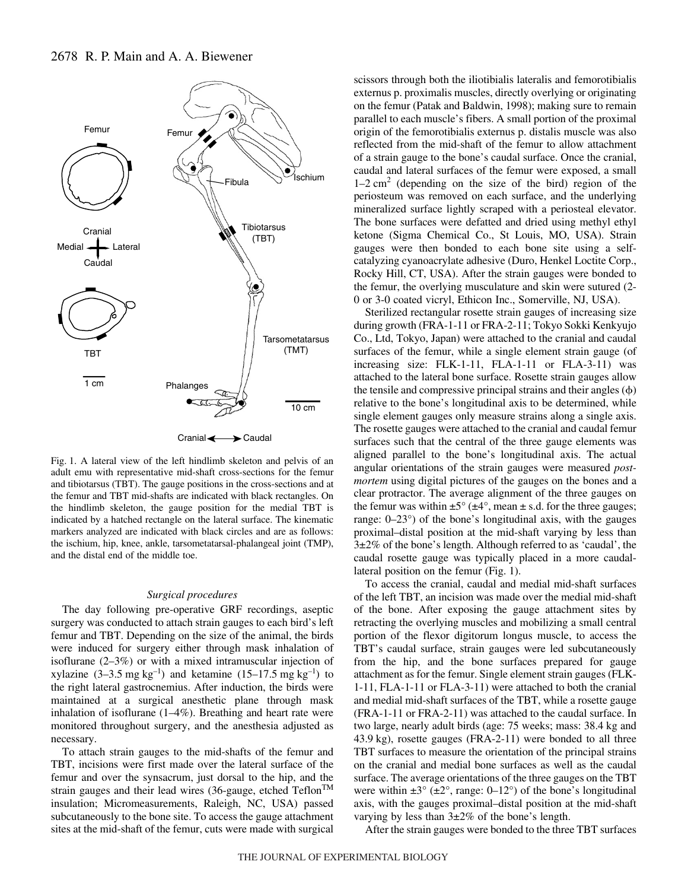Fig. 1. A lateral view of the left hindlimb skeleton and pelvis of an adult emu with representative mid-shaft cross-sections for the femur and tibiotarsus (TBT). The gauge positions in the cross-sections and at the femur and TBT mid-shafts are indicated with black rectangles. On the hindlimb skeleton, the gauge position for the medial TBT is indicated by a hatched rectangle on the lateral surface. The kinematic markers analyzed are indicated with black circles and are as follows: the ischium, hip, knee, ankle, tarsometatarsal-phalangeal joint (TMP), and the distal end of the middle toe.

### *Surgical procedures*

The day following pre-operative GRF recordings, aseptic surgery was conducted to attach strain gauges to each bird's left femur and TBT. Depending on the size of the animal, the birds were induced for surgery either through mask inhalation of isoflurane (2–3%) or with a mixed intramuscular injection of xylazine (3–3.5 mg $kg^{-1}$) and ketamine (15–17.5 mg $kg^{-1}$) to the right lateral gastrocnemius. After induction, the birds were maintained at a surgical anesthetic plane through mask inhalation of isoflurane (1–4%). Breathing and heart rate were monitored throughout surgery, and the anesthesia adjusted as necessary.

To attach strain gauges to the mid-shafts of the femur and TBT, incisions were first made over the lateral surface of the femur and over the synsacrum, just dorsal to the hip, and the strain gauges and their lead wires (36-gauge, etched Teflon™ insulation; Micromeasurements, Raleigh, NC, USA) passed subcutaneously to the bone site. To access the gauge attachment sites at the mid-shaft of the femur, cuts were made with surgical scissors through both the iliotibialis lateralis and femorotibialis externus p. proximalis muscles, directly overlying or originating on the femur (Patak and Baldwin, 1998); making sure to remain parallel to each muscle's fibers. A small portion of the proximal origin of the femorotibialis externus p. distalis muscle was also reflected from the mid-shaft of the femur to allow attachment of a strain gauge to the bone's caudal surface. Once the cranial, caudal and lateral surfaces of the femur were exposed, a small 1–2 $cm^2$ (depending on the size of the bird) region of the periosteum was removed on each surface, and the underlying mineralized surface lightly scraped with a periosteal elevator. The bone surfaces were defatted and dried using methyl ethyl ketone (Sigma Chemical Co., St Louis, MO, USA). Strain gauges were then bonded to each bone site using a self-catalyzing cyanoacrylate adhesive (Duro, Henkel Loctite Corp., Rocky Hill, CT, USA). After the strain gauges were bonded to the femur, the overlying musculature and skin were sutured (2-0 or 3-0 coated vicryl, Ethicon Inc., Somerville, NJ, USA).

Sterilized rectangular rosette strain gauges of increasing size during growth (FRA-1-11 or FRA-2-11; Tokyo Sokki Kenkyujo Co., Ltd, Tokyo, Japan) were attached to the cranial and caudal surfaces of the femur, while a single element strain gauge (of increasing size: FLK-1-11, FLA-1-11 or FLA-3-11) was attached to the lateral bone surface. Rosette strain gauges allow the tensile and compressive principal strains and their angles ($\phi$) relative to the bone's longitudinal axis to be determined, while single element gauges only measure strains along a single axis. The rosette gauges were attached to the cranial and caudal femur surfaces such that the central of the three gauge elements was aligned parallel to the bone's longitudinal axis. The actual angular orientations of the strain gauges were measured *post-mortem* using digital pictures of the gauges on the bones and a clear protractor. The average alignment of the three gauges on the femur was within ±5° (±4°, mean ± s.d. for the three gauges; range: 0–23°) of the bone's longitudinal axis, with the gauges proximal–distal position at the mid-shaft varying by less than 3±2% of the bone's length. Although referred to as 'caudal', the caudal rosette gauge was typically placed in a more caudal-lateral position on the femur (Fig. 1).

To access the cranial, caudal and medial mid-shaft surfaces of the left TBT, an incision was made over the medial mid-shaft of the bone. After exposing the gauge attachment sites by retracting the overlying muscles and mobilizing a small central portion of the flexor digitorum longus muscle, to access the TBT's caudal surface, strain gauges were led subcutaneously from the hip, and the bone surfaces prepared for gauge attachment as for the femur. Single element strain gauges (FLK-1-11, FLA-1-11 or FLA-3-11) were attached to both the cranial and medial mid-shaft surfaces of the TBT, while a rosette gauge (FRA-1-11 or FRA-2-11) was attached to the caudal surface. In two large, nearly adult birds (age: 75 weeks; mass: 38.4 kg and 43.9 kg), rosette gauges (FRA-2-11) were bonded to all three TBT surfaces to measure the orientation of the principal strains on the cranial and medial bone surfaces as well as the caudal surface. The average orientations of the three gauges on the TBT were within ±3° (±2°, range: 0–12°) of the bone's longitudinal axis, with the gauges proximal–distal position at the mid-shaft varying by less than 3±2% of the bone's length.

After the strain gauges were bonded to the three TBT surfaces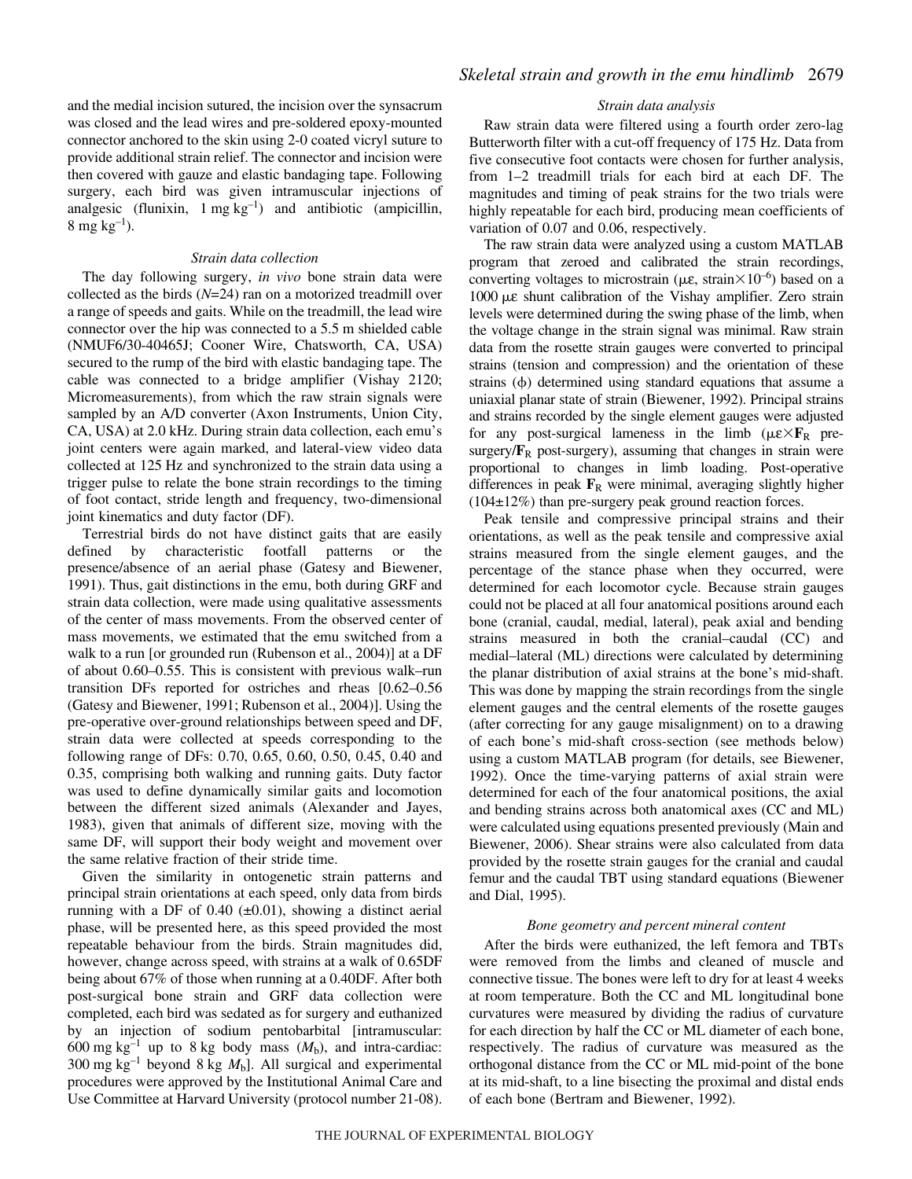and the medial incision sutured, the incision over the synsacrum was closed and the lead wires and pre-soldered epoxy-mounted connector anchored to the skin using 2-0 coated vicryl suture to provide additional strain relief. The connector and incision were then covered with gauze and elastic bandaging tape. Following surgery, each bird was given intramuscular injections of analgesic (flunixin, $1\ \mathrm{mg\ kg^{-1}}$) and antibiotic (ampicillin, $8\ \mathrm{mg\ kg^{-1}}$).

### *Strain data collection*

The day following surgery, *in vivo* bone strain data were collected as the birds ($N$=24) ran on a motorized treadmill over a range of speeds and gaits. While on the treadmill, the lead wire connector over the hip was connected to a 5.5 m shielded cable (NMUF6/30-40465J; Cooner Wire, Chatsworth, CA, USA) secured to the rump of the bird with elastic bandaging tape. The cable was connected to a bridge amplifier (Vishay 2120; Micromeasurements), from which the raw strain signals were sampled by an A/D converter (Axon Instruments, Union City, CA, USA) at 2.0 kHz. During strain data collection, each emu's joint centers were again marked, and lateral-view video data collected at 125 Hz and synchronized to the strain data using a trigger pulse to relate the bone strain recordings to the timing of foot contact, stride length and frequency, two-dimensional joint kinematics and duty factor (DF).

Terrestrial birds do not have distinct gaits that are easily defined by characteristic footfall patterns or the presence/absence of an aerial phase (Gatesy and Biewener, 1991). Thus, gait distinctions in the emu, both during GRF and strain data collection, were made using qualitative assessments of the center of mass movements. From the observed center of mass movements, we estimated that the emu switched from a walk to a run [or grounded run (Rubenson et al., 2004)] at a DF of about 0.60–0.55. This is consistent with previous walk–run transition DFs reported for ostriches and rheas [0.62–0.56 (Gatesy and Biewener, 1991; Rubenson et al., 2004)]. Using the pre-operative over-ground relationships between speed and DF, strain data were collected at speeds corresponding to the following range of DFs: 0.70, 0.65, 0.60, 0.50, 0.45, 0.40 and 0.35, comprising both walking and running gaits. Duty factor was used to define dynamically similar gaits and locomotion between the different sized animals (Alexander and Jayes, 1983), given that animals of different size, moving with the same DF, will support their body weight and movement over the same relative fraction of their stride time.

Given the similarity in ontogenetic strain patterns and principal strain orientations at each speed, only data from birds running with a DF of 0.40 (±0.01), showing a distinct aerial phase, will be presented here, as this speed provided the most repeatable behaviour from the birds. Strain magnitudes did, however, change across speed, with strains at a walk of 0.65DF being about 67% of those when running at a 0.40DF. After both post-surgical bone strain and GRF data collection were completed, each bird was sedated as for surgery and euthanized by an injection of sodium pentobarbital [intramuscular: $600\ \mathrm{mg\ kg^{-1}}$ up to 8 kg body mass ($M_b$), and intra-cardiac: $300\ \mathrm{mg\ kg^{-1}}$ beyond 8 kg $M_b$]. All surgical and experimental procedures were approved by the Institutional Animal Care and Use Committee at Harvard University (protocol number 21-08).

### *Strain data analysis*

Raw strain data were filtered using a fourth order zero-lag Butterworth filter with a cut-off frequency of 175 Hz. Data from five consecutive foot contacts were chosen for further analysis, from 1–2 treadmill trials for each bird at each DF. The magnitudes and timing of peak strains for the two trials were highly repeatable for each bird, producing mean coefficients of variation of 0.07 and 0.06, respectively.

The raw strain data were analyzed using a custom MATLAB program that zeroed and calibrated the strain recordings, converting voltages to microstrain ($\mu\varepsilon$, strain$\times10^{-6}$) based on a $1000\ \mu\varepsilon$ shunt calibration of the Vishay amplifier. Zero strain levels were determined during the swing phase of the limb, when the voltage change in the strain signal was minimal. Raw strain data from the rosette strain gauges were converted to principal strains (tension and compression) and the orientation of these strains ($\phi$) determined using standard equations that assume a uniaxial planar state of strain (Biewener, 1992). Principal strains and strains recorded by the single element gauges were adjusted for any post-surgical lameness in the limb ($\mu\varepsilon\times\mathbf{F}_R$ pre-surgery/$\mathbf{F}_R$ post-surgery), assuming that changes in strain were proportional to changes in limb loading. Post-operative differences in peak $\mathbf{F}_R$ were minimal, averaging slightly higher (104±12%) than pre-surgery peak ground reaction forces.

Peak tensile and compressive principal strains and their orientations, as well as the peak tensile and compressive axial strains measured from the single element gauges, and the percentage of the stance phase when they occurred, were determined for each locomotor cycle. Because strain gauges could not be placed at all four anatomical positions around each bone (cranial, caudal, medial, lateral), peak axial and bending strains measured in both the cranial–caudal (CC) and medial–lateral (ML) directions were calculated by determining the planar distribution of axial strains at the bone's mid-shaft. This was done by mapping the strain recordings from the single element gauges and the central elements of the rosette gauges (after correcting for any gauge misalignment) on to a drawing of each bone's mid-shaft cross-section (see methods below) using a custom MATLAB program (for details, see Biewener, 1992). Once the time-varying patterns of axial strain were determined for each of the four anatomical positions, the axial and bending strains across both anatomical axes (CC and ML) were calculated using equations presented previously (Main and Biewener, 2006). Shear strains were also calculated from data provided by the rosette strain gauges for the cranial and caudal femur and the caudal TBT using standard equations (Biewener and Dial, 1995).

### *Bone geometry and percent mineral content*

After the birds were euthanized, the left femora and TBTs were removed from the limbs and cleaned of muscle and connective tissue. The bones were left to dry for at least 4 weeks at room temperature. Both the CC and ML longitudinal bone curvatures were measured by dividing the radius of curvature for each direction by half the CC or ML diameter of each bone, respectively. The radius of curvature was measured as the orthogonal distance from the CC or ML mid-point of the bone at its mid-shaft, to a line bisecting the proximal and distal ends of each bone (Bertram and Biewener, 1992).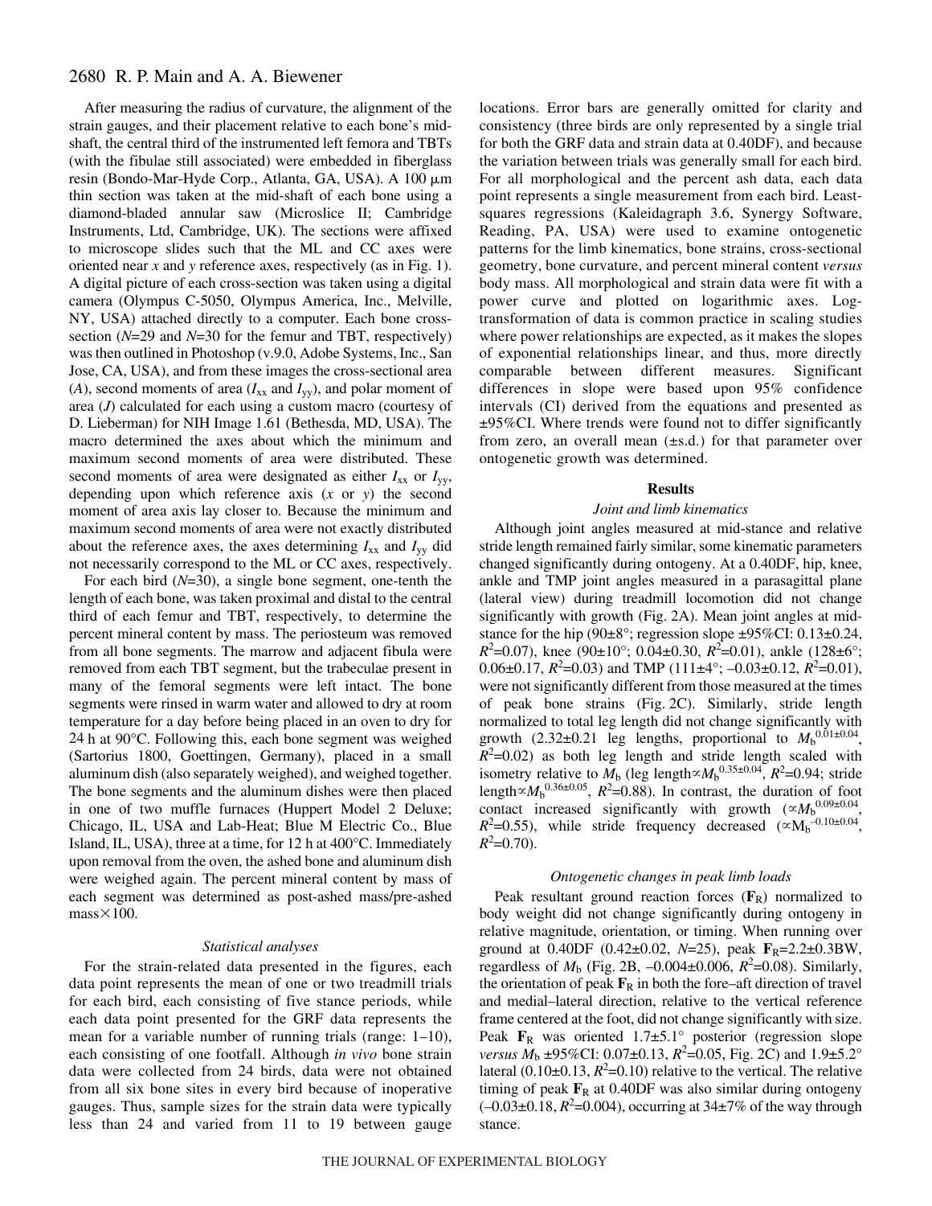After measuring the radius of curvature, the alignment of the strain gauges, and their placement relative to each bone's mid-shaft, the central third of the instrumented left femora and TBTs (with the fibulae still associated) were embedded in fiberglass resin (Bondo-Mar-Hyde Corp., Atlanta, GA, USA). A 100 μm thin section was taken at the mid-shaft of each bone using a diamond-bladed annular saw (Microslice II; Cambridge Instruments, Ltd, Cambridge, UK). The sections were affixed to microscope slides such that the ML and CC axes were oriented near *x* and *y* reference axes, respectively (as in Fig. 1). A digital picture of each cross-section was taken using a digital camera (Olympus C-5050, Olympus America, Inc., Melville, NY, USA) attached directly to a computer. Each bone cross-section ($N$=29 and $N$=30 for the femur and TBT, respectively) was then outlined in Photoshop (v.9.0, Adobe Systems, Inc., San Jose, CA, USA), and from these images the cross-sectional area ($A$), second moments of area ($I_{xx}$ and $I_{yy}$), and polar moment of area ($J$) calculated for each using a custom macro (courtesy of D. Lieberman) for NIH Image 1.61 (Bethesda, MD, USA). The macro determined the axes about which the minimum and maximum second moments of area were distributed. These second moments of area were designated as either $I_{xx}$ or $I_{yy}$, depending upon which reference axis ($x$ or $y$) the second moment of area axis lay closer to. Because the minimum and maximum second moments of area were not exactly distributed about the reference axes, the axes determining $I_{xx}$ and $I_{yy}$ did not necessarily correspond to the ML or CC axes, respectively.

For each bird ($N$=30), a single bone segment, one-tenth the length of each bone, was taken proximal and distal to the central third of each femur and TBT, respectively, to determine the percent mineral content by mass. The periosteum was removed from all bone segments. The marrow and adjacent fibula were removed from each TBT segment, but the trabeculae present in many of the femoral segments were left intact. The bone segments were rinsed in warm water and allowed to dry at room temperature for a day before being placed in an oven to dry for 24 h at 90°C. Following this, each bone segment was weighed (Sartorius 1800, Goettingen, Germany), placed in a small aluminum dish (also separately weighed), and weighed together. The bone segments and the aluminum dishes were then placed in one of two muffle furnaces (Huppert Model 2 Deluxe; Chicago, IL, USA and Lab-Heat; Blue M Electric Co., Blue Island, IL, USA), three at a time, for 12 h at 400°C. Immediately upon removal from the oven, the ashed bone and aluminum dish were weighed again. The percent mineral content by mass of each segment was determined as post-ashed mass/pre-ashed mass×100.

### Statistical analyses

For the strain-related data presented in the figures, each data point represents the mean of one or two treadmill trials for each bird, each consisting of five stance periods, while each data point presented for the GRF data represents the mean for a variable number of running trials (range: 1–10), each consisting of one footfall. Although *in vivo* bone strain data were collected from 24 birds, data were not obtained from all six bone sites in every bird because of inoperative gauges. Thus, sample sizes for the strain data were typically less than 24 and varied from 11 to 19 between gauge locations. Error bars are generally omitted for clarity and consistency (three birds are only represented by a single trial for both the GRF data and strain data at 0.40DF), and because the variation between trials was generally small for each bird. For all morphological and the percent ash data, each data point represents a single measurement from each bird. Least-squares regressions (Kaleidagraph 3.6, Synergy Software, Reading, PA, USA) were used to examine ontogenetic patterns for the limb kinematics, bone strains, cross-sectional geometry, bone curvature, and percent mineral content *versus* body mass. All morphological and strain data were fit with a power curve and plotted on logarithmic axes. Log-transformation of data is common practice in scaling studies where power relationships are expected, as it makes the slopes of exponential relationships linear, and thus, more directly comparable between different measures. Significant differences in slope were based upon 95% confidence intervals (CI) derived from the equations and presented as ±95%CI. Where trends were found not to differ significantly from zero, an overall mean (±s.d.) for that parameter over ontogenetic growth was determined.

## Results

### Joint and limb kinematics

Although joint angles measured at mid-stance and relative stride length remained fairly similar, some kinematic parameters changed significantly during ontogeny. At a 0.40DF, hip, knee, ankle and TMP joint angles measured in a parasagittal plane (lateral view) during treadmill locomotion did not change significantly with growth (Fig. 2A). Mean joint angles at mid-stance for the hip (90±8°; regression slope ±95%CI: 0.13±0.24, $R^2$=0.07), knee (90±10°; 0.04±0.30, $R^2$=0.01), ankle (128±6°; 0.06±0.17, $R^2$=0.03) and TMP (111±4°; –0.03±0.12, $R^2$=0.01), were not significantly different from those measured at the times of peak bone strains (Fig. 2C). Similarly, stride length normalized to total leg length did not change significantly with growth (2.32±0.21 leg lengths, proportional to $M_b^{0.01\pm0.04}$, $R^2$=0.02) as both leg length and stride length scaled with isometry relative to $M_b$ (leg length$\propto M_b^{0.35\pm0.04}$, $R^2$=0.94; stride length$\propto M_b^{0.36\pm0.05}$, $R^2$=0.88). In contrast, the duration of foot contact increased significantly with growth ($\propto M_b^{0.09\pm0.04}$, $R^2$=0.55), while stride frequency decreased ($\propto M_b^{-0.10\pm0.04}$, $R^2$=0.70).

### Ontogenetic changes in peak limb loads

Peak resultant ground reaction forces ($\mathbf{F}_R$) normalized to body weight did not change significantly during ontogeny in relative magnitude, orientation, or timing. When running over ground at 0.40DF (0.42±0.02, $N$=25), peak $\mathbf{F}_R$=2.2±0.3BW, regardless of $M_b$ (Fig. 2B, –0.004±0.006, $R^2$=0.08). Similarly, the orientation of peak $\mathbf{F}_R$ in both the fore–aft direction of travel and medial–lateral direction, relative to the vertical reference frame centered at the foot, did not change significantly with size. Peak $\mathbf{F}_R$ was oriented 1.7±5.1° posterior (regression slope *versus* $M_b$ ±95%CI: 0.07±0.13, $R^2$=0.05, Fig. 2C) and 1.9±5.2° lateral (0.10±0.13, $R^2$=0.10) relative to the vertical. The relative timing of peak $\mathbf{F}_R$ at 0.40DF was also similar during ontogeny (–0.03±0.18, $R^2$=0.004), occurring at 34±7% of the way through stance.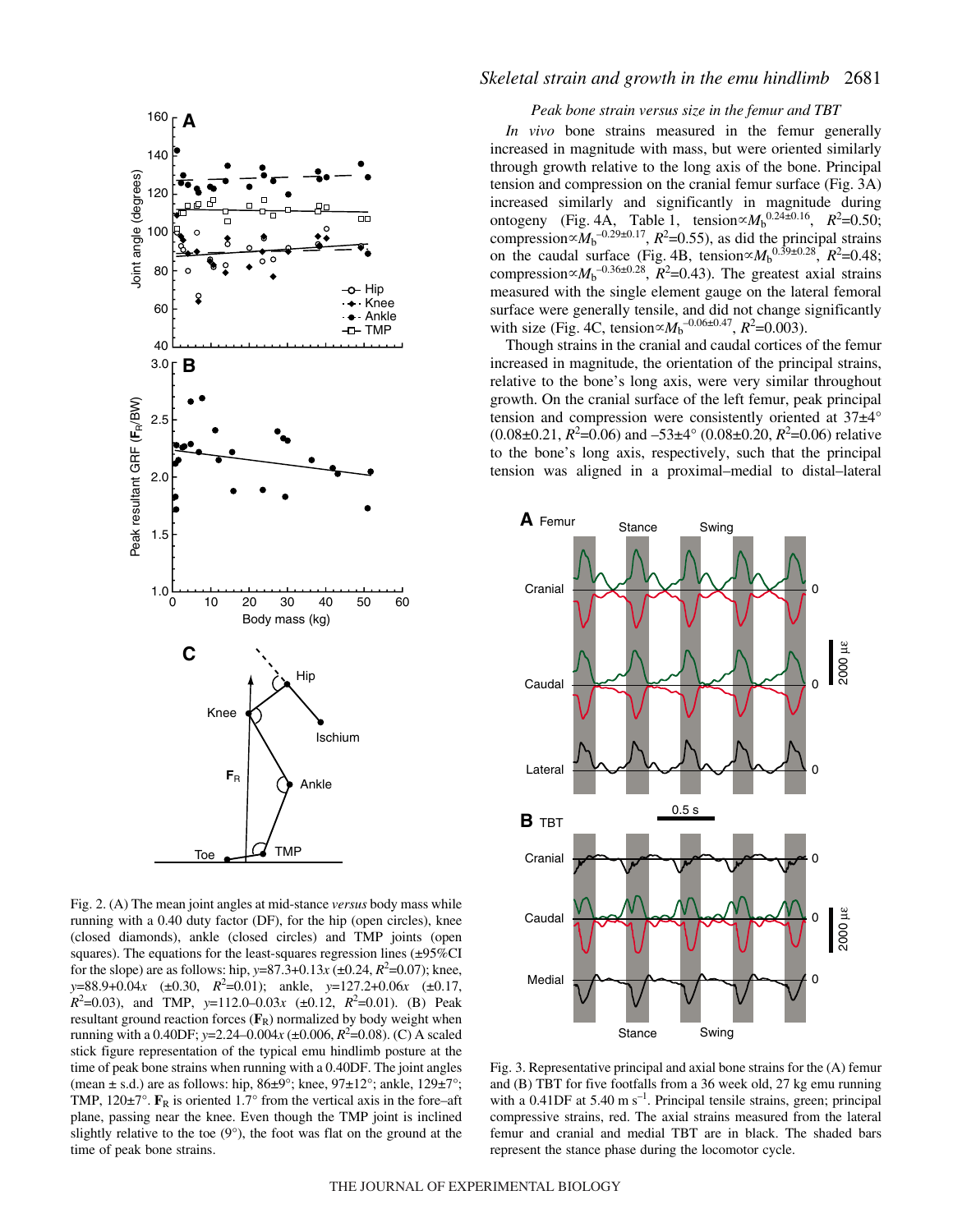### Peak bone strain versus size in the femur and TBT

*In vivo* bone strains measured in the femur generally increased in magnitude with mass, but were oriented similarly through growth relative to the long axis of the bone. Principal tension and compression on the cranial femur surface (Fig. 3A) increased similarly and significantly in magnitude during ontogeny (Fig. 4A, Table 1, tension$\propto M_b^{0.24\pm0.16}$, $R^2$=0.50; compression$\propto M_b^{-0.29\pm0.17}$, $R^2$=0.55), as did the principal strains on the caudal surface (Fig. 4B, tension$\propto M_b^{0.39\pm0.28}$, $R^2$=0.48; compression$\propto M_b^{-0.36\pm0.28}$, $R^2$=0.43). The greatest axial strains measured with the single element gauge on the lateral femoral surface were generally tensile, and did not change significantly with size (Fig. 4C, tension$\propto M_b^{-0.06\pm0.47}$, $R^2$=0.003).

Though strains in the cranial and caudal cortices of the femur increased in magnitude, the orientation of the principal strains, relative to the bone's long axis, were very similar throughout growth. On the cranial surface of the left femur, peak principal tension and compression were consistently oriented at 37±4° (0.08±0.21, $R^2$=0.06) and –53±4° (0.08±0.20, $R^2$=0.06) relative to the bone's long axis, respectively, such that the principal tension was aligned in a proximal–medial to distal–lateral

Fig. 2. (A) The mean joint angles at mid-stance *versus* body mass while running with a 0.40 duty factor (DF), for the hip (open circles), knee (closed diamonds), ankle (closed circles) and TMP joints (open squares). The equations for the least-squares regression lines (±95%CI for the slope) are as follows: hip, $y$=87.3+0.13$x$ (±0.24, $R^2$=0.07); knee, $y$=88.9+0.04$x$ (±0.30, $R^2$=0.01); ankle, $y$=127.2+0.06$x$ (±0.17, $R^2$=0.03), and TMP, $y$=112.0–0.03$x$ (±0.12, $R^2$=0.01). (B) Peak resultant ground reaction forces ($\mathbf{F}_R$) normalized by body weight when running with a 0.40DF; $y$=2.24–0.004$x$ (±0.006, $R^2$=0.08). (C) A scaled stick figure representation of the typical emu hindlimb posture at the time of peak bone strains when running with a 0.40DF. The joint angles (mean ± s.d.) are as follows: hip, 86±9°; knee, 97±12°; ankle, 129±7°; TMP, 120±7°. $\mathbf{F}_R$ is oriented 1.7° from the vertical axis in the fore–aft plane, passing near the knee. Even though the TMP joint is inclined slightly relative to the toe (9°), the foot was flat on the ground at the time of peak bone strains.

Fig. 3. Representative principal and axial bone strains for the (A) femur and (B) TBT for five footfalls from a 36 week old, 27 kg emu running with a 0.41DF at 5.40 m s$^{-1}$. Principal tensile strains, green; principal compressive strains, red. The axial strains measured from the lateral femur and cranial and medial TBT are in black. The shaded bars represent the stance phase during the locomotor cycle.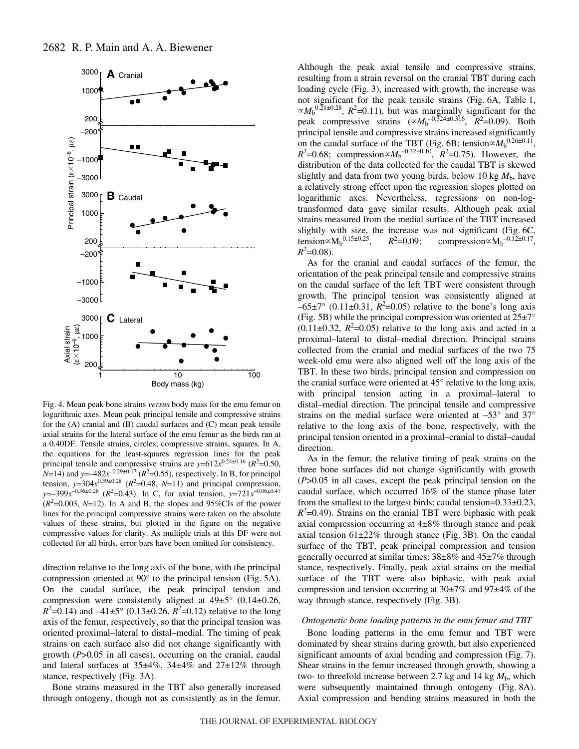Fig. 4. Mean peak bone strains *versus* body mass for the emu femur on logarithmic axes. Mean peak principal tensile and compressive strains for the (A) cranial and (B) caudal surfaces and (C) mean peak tensile axial strains for the lateral surface of the emu femur as the birds ran at a 0.40DF. Tensile strains, circles; compressive strains, squares. In A, the equations for the least-squares regression lines for the peak principal tensile and compressive strains are $y=612x^{0.24\pm0.16}$ ($R^2$=0.50, $N$=14) and $y=-482x^{-0.29\pm0.17}$ ($R^2$=0.55), respectively. In B, for principal tension, $y=304x^{0.39\pm0.28}$ ($R^2$=0.48, $N$=11) and principal compression, $y=-399x^{-0.36\pm0.28}$ ($R^2$=0.43). In C, for axial tension, $y=721x^{-0.06\pm0.47}$ ($R^2$=0.003, $N$=12). In A and B, the slopes and 95%CIs of the power lines for the principal compressive strains were taken on the absolute values of these strains, but plotted in the figure on the negative compressive values for clarity. As multiple trials at this DF were not collected for all birds, error bars have been omitted for consistency.

direction relative to the long axis of the bone, with the principal compression oriented at 90° to the principal tension (Fig. 5A). On the caudal surface, the peak principal tension and compression were consistently aligned at 49±5° (0.14±0.26, $R^2$=0.14) and –41±5° (0.13±0.26, $R^2$=0.12) relative to the long axis of the femur, respectively, so that the principal tension was oriented proximal–lateral to distal–medial. The timing of peak strains on each surface also did not change significantly with growth ($P$>0.05 in all cases), occurring on the cranial, caudal and lateral surfaces at 35±4%, 34±4% and 27±12% through stance, respectively (Fig. 3A).

Bone strains measured in the TBT also generally increased through ontogeny, though not as consistently as in the femur. Although the peak axial tensile and compressive strains, resulting from a strain reversal on the cranial TBT during each loading cycle (Fig. 3), increased with growth, the increase was not significant for the peak tensile strains (Fig. 6A, Table 1, $\propto M_b^{0.21\pm0.28}$, $R^2$=0.11), but was marginally significant for the peak compressive strains ($\propto M_b^{-0.324\pm0.316}$, $R^2$=0.09). Both principal tensile and compressive strains increased significantly on the caudal surface of the TBT (Fig. 6B; tension$\propto M_b^{0.26\pm0.11}$, $R^2$=0.68; compression$\propto M_b^{-0.32\pm0.10}$, $R^2$=0.75). However, the distribution of the data collected for the caudal TBT is skewed slightly and data from two young birds, below 10 kg $M_b$, have a relatively strong effect upon the regression slopes plotted on logarithmic axes. Nevertheless, regressions on non-log-transformed data gave similar results. Although peak axial strains measured from the medial surface of the TBT increased slightly with size, the increase was not significant (Fig. 6C, tension$\propto M_b^{0.15\pm0.25}$, $R^2$=0.09; compression$\propto M_b^{-0.12\pm0.17}$, $R^2$=0.08).

As for the cranial and caudal surfaces of the femur, the orientation of the peak principal tensile and compressive strains on the caudal surface of the left TBT were consistent through growth. The principal tension was consistently aligned at –65±7° (0.11±0.31, $R^2$=0.05) relative to the bone's long axis (Fig. 5B) while the principal compression was oriented at 25±7° (0.11±0.32, $R^2$=0.05) relative to the long axis and acted in a proximal–lateral to distal–medial direction. Principal strains collected from the cranial and medial surfaces of the two 75 week-old emu were also aligned well off the long axis of the TBT. In these two birds, principal tension and compression on the cranial surface were oriented at 45° relative to the long axis, with principal tension acting in a proximal–lateral to distal–medial direction. The principal tensile and compressive strains on the medial surface were oriented at –53° and 37° relative to the long axis of the bone, respectively, with the principal tension oriented in a proximal–cranial to distal–caudal direction.

As in the femur, the relative timing of peak strains on the three bone surfaces did not change significantly with growth ($P$>0.05 in all cases, except the peak principal tension on the caudal surface, which occurred 16% of the stance phase later from the smallest to the largest birds; caudal tension=0.33±0.23, $R^2$=0.49). Strains on the cranial TBT were biphasic with peak axial compression occurring at 4±8% through stance and peak axial tension 61±22% through stance (Fig. 3B). On the caudal surface of the TBT, peak principal compression and tension generally occurred at similar times: 38±8% and 45±7% through stance, respectively. Finally, peak axial strains on the medial surface of the TBT were also biphasic, with peak axial compression and tension occurring at 30±7% and 97±4% of the way through stance, respectively (Fig. 3B).

### *Ontogenetic bone loading patterns in the emu femur and TBT*

Bone loading patterns in the emu femur and TBT were dominated by shear strains during growth, but also experienced significant amounts of axial bending and compression (Fig. 7). Shear strains in the femur increased through growth, showing a two- to threefold increase between 2.7 kg and 14 kg $M_b$, which were subsequently maintained through ontogeny (Fig. 8A). Axial compression and bending strains measured in both the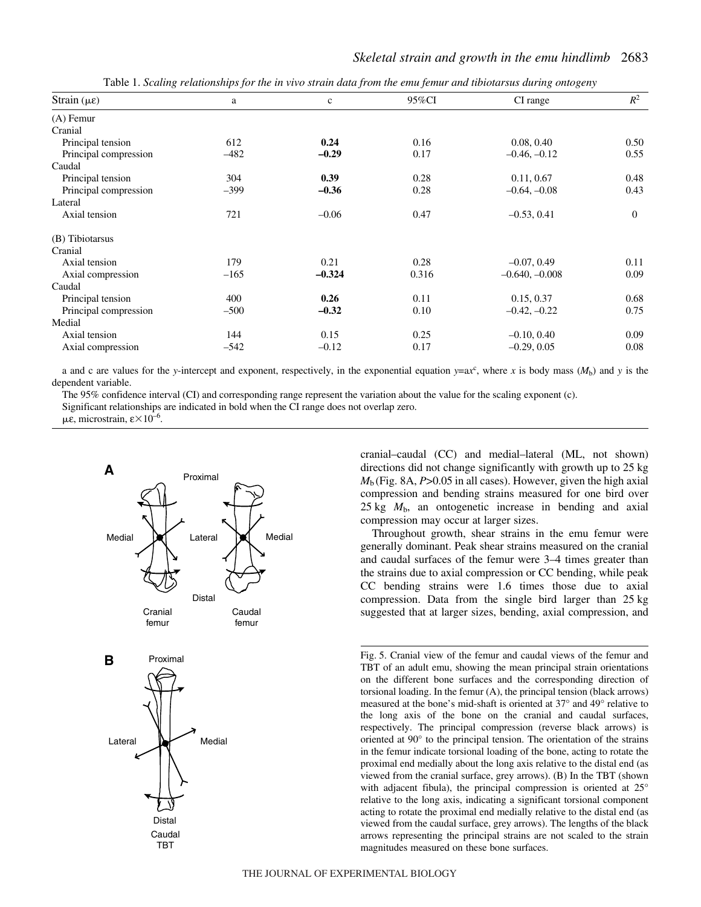Table 1. *Scaling relationships for the in vivo strain data from the emu femur and tibiotarsus during ontogeny*

| Strain (με) | a | c | 95%CI | CI range | $R^2$ |
|---|---|---|---|---|---|
| (A) Femur | | | | | |
| Cranial | | | | | |
| Principal tension | 612 | **0.24** | 0.16 | 0.08, 0.40 | 0.50 |
| Principal compression | –482 | **–0.29** | 0.17 | –0.46, –0.12 | 0.55 |
| Caudal | | | | | |
| Principal tension | 304 | **0.39** | 0.28 | 0.11, 0.67 | 0.48 |
| Principal compression | –399 | **–0.36** | 0.28 | –0.64, –0.08 | 0.43 |
| Lateral | | | | | |
| Axial tension | 721 | –0.06 | 0.47 | –0.53, 0.41 | 0 |
| (B) Tibiotarsus | | | | | |
| Cranial | | | | | |
| Axial tension | 179 | 0.21 | 0.28 | –0.07, 0.49 | 0.11 |
| Axial compression | –165 | **–0.324** | 0.316 | –0.640, –0.008 | 0.09 |
| Caudal | | | | | |
| Principal tension | 400 | **0.26** | 0.11 | 0.15, 0.37 | 0.68 |
| Principal compression | –500 | **–0.32** | 0.10 | –0.42, –0.22 | 0.75 |
| Medial | | | | | |
| Axial tension | 144 | 0.15 | 0.25 | –0.10, 0.40 | 0.09 |
| Axial compression | –542 | –0.12 | 0.17 | –0.29, 0.05 | 0.08 |

a and c are values for the *y*-intercept and exponent, respectively, in the exponential equation $y=ax^c$, where *x* is body mass ($M_b$) and *y* is the dependent variable.

The 95% confidence interval (CI) and corresponding range represent the variation about the value for the scaling exponent (c).

Significant relationships are indicated in bold when the CI range does not overlap zero.

με, microstrain, $\varepsilon\times10^{-6}$.

cranial–caudal (CC) and medial–lateral (ML, not shown) directions did not change significantly with growth up to 25 kg $M_b$ (Fig. 8A, $P>0.05$ in all cases). However, given the high axial compression and bending strains measured for one bird over 25 kg $M_b$, an ontogenetic increase in bending and axial compression may occur at larger sizes.

Throughout growth, shear strains in the emu femur were generally dominant. Peak shear strains measured on the cranial and caudal surfaces of the femur were 3–4 times greater than the strains due to axial compression or CC bending, while peak CC bending strains were 1.6 times those due to axial compression. Data from the single bird larger than 25 kg suggested that at larger sizes, bending, axial compression, and

Fig. 5. Cranial view of the femur and caudal views of the femur and TBT of an adult emu, showing the mean principal strain orientations on the different bone surfaces and the corresponding direction of torsional loading. In the femur (A), the principal tension (black arrows) measured at the bone's mid-shaft is oriented at 37° and 49° relative to the long axis of the bone on the cranial and caudal surfaces, respectively. The principal compression (reverse black arrows) is oriented at 90° to the principal tension. The orientation of the strains in the femur indicate torsional loading of the bone, acting to rotate the proximal end medially about the long axis relative to the distal end (as viewed from the cranial surface, grey arrows). (B) In the TBT (shown with adjacent fibula), the principal compression is oriented at 25° relative to the long axis, indicating a significant torsional component acting to rotate the proximal end medially relative to the distal end (as viewed from the caudal surface, grey arrows). The lengths of the black arrows representing the principal strains are not scaled to the strain magnitudes measured on these bone surfaces.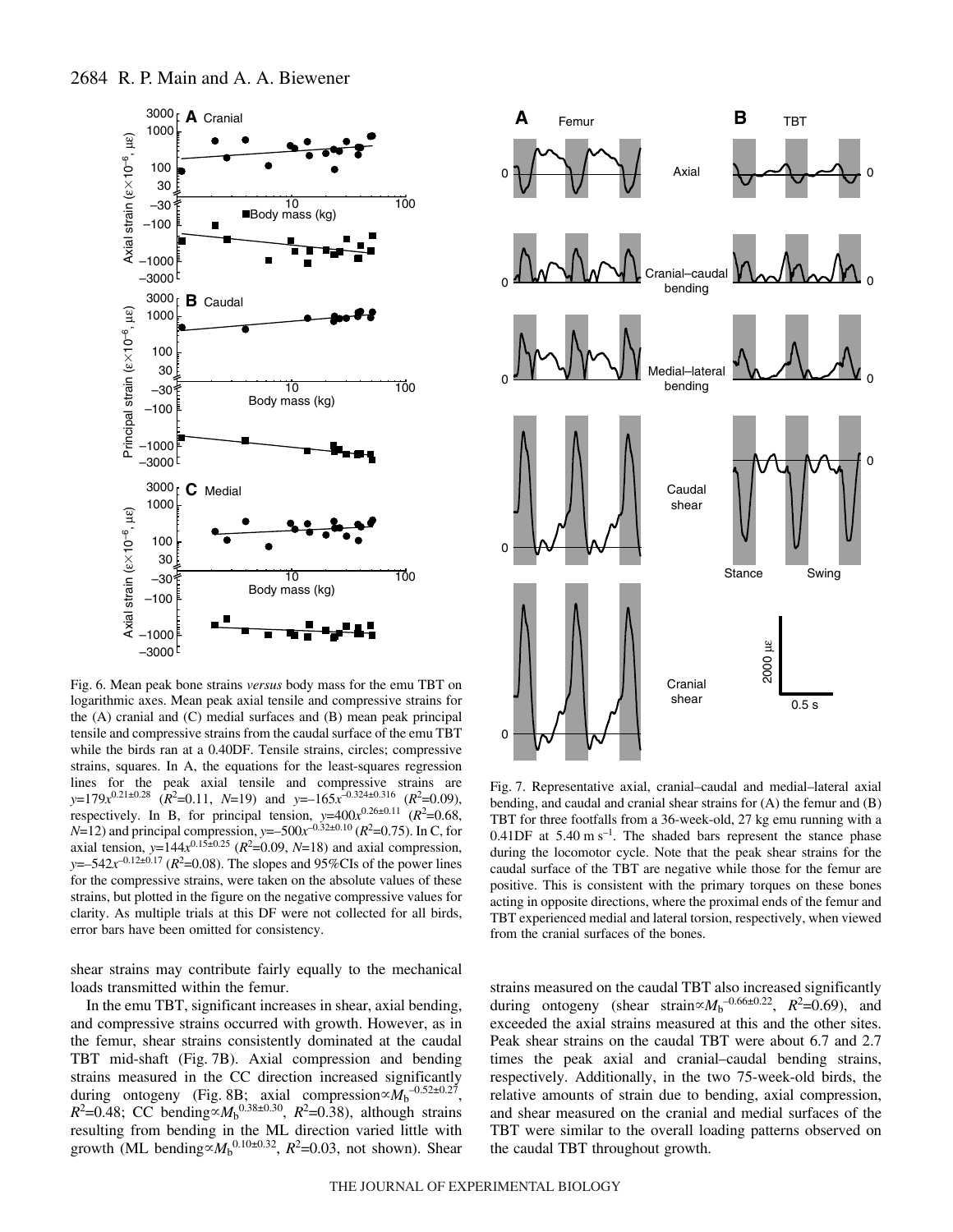Fig. 6. Mean peak bone strains *versus* body mass for the emu TBT on logarithmic axes. Mean peak axial tensile and compressive strains for the (A) cranial and (C) medial surfaces and (B) mean peak principal tensile and compressive strains from the caudal surface of the emu TBT while the birds ran at a 0.40DF. Tensile strains, circles; compressive strains, squares. In A, the equations for the least-squares regression lines for the peak axial tensile and compressive strains are $y=179x^{0.21\pm0.28}$ ($R^2$=0.11, $N$=19) and $y=-165x^{-0.324\pm0.316}$ ($R^2$=0.09), respectively. In B, for principal tension, $y=400x^{0.26\pm0.11}$ ($R^2$=0.68, $N$=12) and principal compression, $y=-500x^{-0.32\pm0.10}$ ($R^2$=0.75). In C, for axial tension, $y=144x^{0.15\pm0.25}$ ($R^2$=0.09, $N$=18) and axial compression, $y=-542x^{-0.12\pm0.17}$ ($R^2$=0.08). The slopes and 95%CIs of the power lines for the compressive strains, were taken on the absolute values of these strains, but plotted in the figure on the negative compressive values for clarity. As multiple trials at this DF were not collected for all birds, error bars have been omitted for consistency.

Fig. 7. Representative axial, cranial–caudal and medial–lateral axial bending, and caudal and cranial shear strains for (A) the femur and (B) TBT for three footfalls from a 36-week-old, 27 kg emu running with a 0.41DF at 5.40 m s$^{-1}$. The shaded bars represent the stance phase during the locomotor cycle. Note that the peak shear strains for the caudal surface of the TBT are negative while those for the femur are positive. This is consistent with the primary torques on these bones acting in opposite directions, where the proximal ends of the femur and TBT experienced medial and lateral torsion, respectively, when viewed from the cranial surfaces of the bones.

shear strains may contribute fairly equally to the mechanical loads transmitted within the femur.

In the emu TBT, significant increases in shear, axial bending, and compressive strains occurred with growth. However, as in the femur, shear strains consistently dominated at the caudal TBT mid-shaft (Fig. 7B). Axial compression and bending strains measured in the CC direction increased significantly during ontogeny (Fig. 8B; axial compression$\propto M_b^{-0.52\pm0.27}$, $R^2$=0.48; CC bending$\propto M_b^{0.38\pm0.30}$, $R^2$=0.38), although strains resulting from bending in the ML direction varied little with growth (ML bending$\propto M_b^{0.10\pm0.32}$, $R^2$=0.03, not shown). Shear strains measured on the caudal TBT also increased significantly during ontogeny (shear strain$\propto M_b^{-0.66\pm0.22}$, $R^2$=0.69), and exceeded the axial strains measured at this and the other sites. Peak shear strains on the caudal TBT were about 6.7 and 2.7 times the peak axial and cranial–caudal bending strains, respectively. Additionally, in the two 75-week-old birds, the relative amounts of strain due to bending, axial compression, and shear measured on the cranial and medial surfaces of the TBT were similar to the overall loading patterns observed on the caudal TBT throughout growth.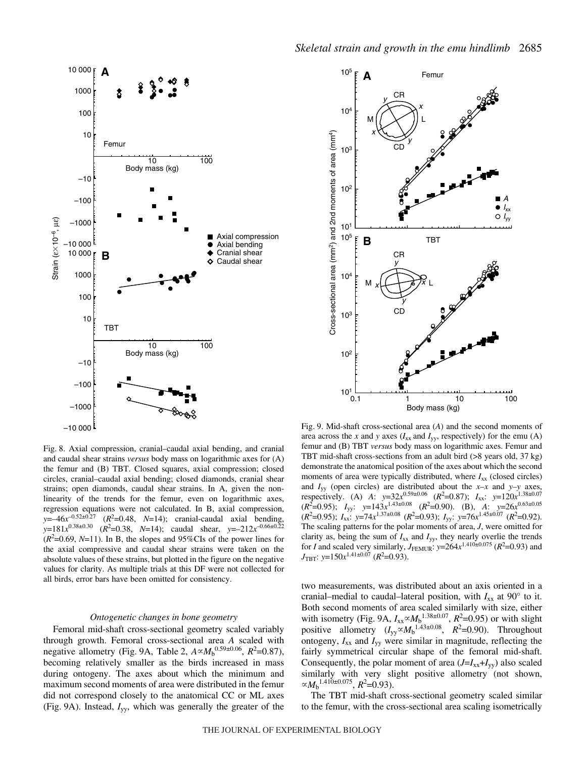Fig. 8. Axial compression, cranial–caudal axial bending, and cranial and caudal shear strains *versus* body mass on logarithmic axes for (A) the femur and (B) TBT. Closed squares, axial compression; closed circles, cranial–caudal axial bending; closed diamonds, cranial shear strains; open diamonds, caudal shear strains. In A, given the non-linearity of the trends for the femur, even on logarithmic axes, regression equations were not calculated. In B, axial compression, $y=-46x^{-0.52\pm0.27}$ ($R^2$=0.48, $N$=14); cranial-caudal axial bending, $y=181x^{0.38\pm0.30}$ ($R^2$=0.38, $N$=14); caudal shear, $y=-212x^{-0.66\pm0.22}$ ($R^2$=0.69, $N$=11). In B, the slopes and 95%CIs of the power lines for the axial compressive and caudal shear strains were taken on the absolute values of these strains, but plotted in the figure on the negative values for clarity. As multiple trials at this DF were not collected for all birds, error bars have been omitted for consistency.

Fig. 9. Mid-shaft cross-sectional area ($A$) and the second moments of area across the $x$ and $y$ axes ($I_{xx}$ and $I_{yy}$, respectively) for the emu (A) femur and (B) TBT *versus* body mass on logarithmic axes. Femur and TBT mid-shaft cross-sections from an adult bird (>8 years old, 37 kg) demonstrate the anatomical position of the axes about which the second moments of area were typically distributed, where $I_{xx}$ (closed circles) and $I_{yy}$ (open circles) are distributed about the $x$–$x$ and $y$–$y$ axes, respectively. (A) $A$: $y=32x^{0.59\pm0.06}$ ($R^2$=0.87); $I_{xx}$: $y=120x^{1.38\pm0.07}$ ($R^2$=0.95); $I_{yy}$: $y=143x^{1.43\pm0.08}$ ($R^2$=0.90). (B), $A$: $y=26x^{0.63\pm0.05}$ ($R^2$=0.95); $I_{xx}$: $y=74x^{1.37\pm0.08}$ ($R^2$=0.93); $I_{yy}$: $y=76x^{1.45\pm0.07}$ ($R^2$=0.92). The scaling patterns for the polar moments of area, $J$, were omitted for clarity as, being the sum of $I_{xx}$ and $I_{yy}$, they nearly overlie the trends for $I$ and scaled very similarly, $J_{\mathrm{FEMUR}}$: $y=264x^{1.410\pm0.075}$ ($R^2$=0.93) and $J_{\mathrm{TBT}}$: $y=150x^{1.41\pm0.07}$ ($R^2$=0.93).

### *Ontogenetic changes in bone geometry*

Femoral mid-shaft cross-sectional geometry scaled variably through growth. Femoral cross-sectional area $A$ scaled with negative allometry (Fig. 9A, Table 2, $A\propto M_b^{0.59\pm0.06}$, $R^2$=0.87), becoming relatively smaller as the birds increased in mass during ontogeny. The axes about which the minimum and maximum second moments of area were distributed in the femur did not correspond closely to the anatomical CC or ML axes (Fig. 9A). Instead, $I_{yy}$, which was generally the greater of the two measurements, was distributed about an axis oriented in a cranial–medial to caudal–lateral position, with $I_{xx}$ at 90° to it. Both second moments of area scaled similarly with size, either with isometry (Fig. 9A, $I_{xx}\propto M_b^{1.38\pm0.07}$, $R^2$=0.95) or with slight positive allometry ($I_{yy}\propto M_b^{1.43\pm0.08}$, $R^2$=0.90). Throughout ontogeny, $I_{xx}$ and $I_{yy}$ were similar in magnitude, reflecting the fairly symmetrical circular shape of the femoral mid-shaft. Consequently, the polar moment of area ($J=I_{xx}+I_{yy}$) also scaled similarly with very slight positive allometry (not shown, $\propto M_b^{1.410\pm0.075}$, $R^2$=0.93).

The TBT mid-shaft cross-sectional geometry scaled similar to the femur, with the cross-sectional area scaling isometrically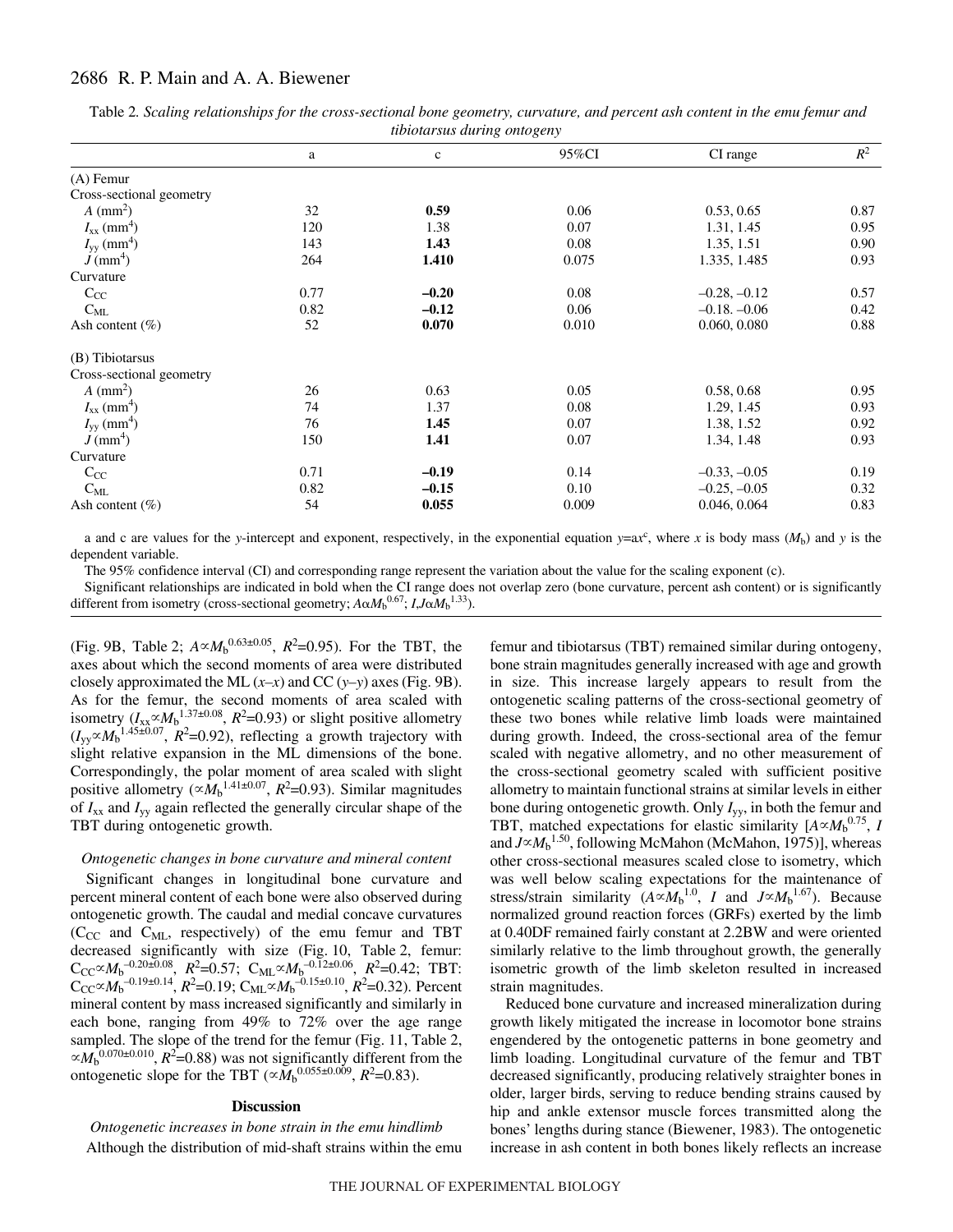Table 2. *Scaling relationships for the cross-sectional bone geometry, curvature, and percent ash content in the emu femur and tibiotarsus during ontogeny*

| | a | c | 95%CI | CI range | $R^2$ |
|---|---|---|---|---|---|
| (A) Femur | | | | | |
| Cross-sectional geometry | | | | | |
| $A$ (mm$^2$) | 32 | **0.59** | 0.06 | 0.53, 0.65 | 0.87 |
| $I_{xx}$ (mm$^4$) | 120 | 1.38 | 0.07 | 1.31, 1.45 | 0.95 |
| $I_{yy}$ (mm$^4$) | 143 | **1.43** | 0.08 | 1.35, 1.51 | 0.90 |
| $J$ (mm$^4$) | 264 | **1.410** | 0.075 | 1.335, 1.485 | 0.93 |
| Curvature | | | | | |
| $C_{CC}$ | 0.77 | **–0.20** | 0.08 | –0.28, –0.12 | 0.57 |
| $C_{ML}$ | 0.82 | **–0.12** | 0.06 | –0.18. –0.06 | 0.42 |
| Ash content (%) | 52 | **0.070** | 0.010 | 0.060, 0.080 | 0.88 |
| (B) Tibiotarsus | | | | | |
| Cross-sectional geometry | | | | | |
| $A$ (mm$^2$) | 26 | 0.63 | 0.05 | 0.58, 0.68 | 0.95 |
| $I_{xx}$ (mm$^4$) | 74 | 1.37 | 0.08 | 1.29, 1.45 | 0.93 |
| $I_{yy}$ (mm$^4$) | 76 | **1.45** | 0.07 | 1.38, 1.52 | 0.92 |
| $J$ (mm$^4$) | 150 | **1.41** | 0.07 | 1.34, 1.48 | 0.93 |
| Curvature | | | | | |
| $C_{CC}$ | 0.71 | **–0.19** | 0.14 | –0.33, –0.05 | 0.19 |
| $C_{ML}$ | 0.82 | **–0.15** | 0.10 | –0.25, –0.05 | 0.32 |
| Ash content (%) | 54 | **0.055** | 0.009 | 0.046, 0.064 | 0.83 |

a and c are values for the *y*-intercept and exponent, respectively, in the exponential equation $y$=a$x^c$, where $x$ is body mass ($M_b$) and $y$ is the dependent variable.

The 95% confidence interval (CI) and corresponding range represent the variation about the value for the scaling exponent (c).

Significant relationships are indicated in bold when the CI range does not overlap zero (bone curvature, percent ash content) or is significantly different from isometry (cross-sectional geometry; $A \propto M_b^{0.67}$; $I,J \propto M_b^{1.33}$).

(Fig. 9B, Table 2; $A \propto M_b^{0.63\pm0.05}$, $R^2$=0.95). For the TBT, the axes about which the second moments of area were distributed closely approximated the ML ($x$–$x$) and CC ($y$–$y$) axes (Fig. 9B). As for the femur, the second moments of area scaled with isometry ($I_{xx} \propto M_b^{1.37\pm0.08}$, $R^2$=0.93) or slight positive allometry ($I_{yy} \propto M_b^{1.45\pm0.07}$, $R^2$=0.92), reflecting a growth trajectory with slight relative expansion in the ML dimensions of the bone. Correspondingly, the polar moment of area scaled with slight positive allometry ($\propto M_b^{1.41\pm0.07}$, $R^2$=0.93). Similar magnitudes of $I_{xx}$ and $I_{yy}$ again reflected the generally circular shape of the TBT during ontogenetic growth.

### *Ontogenetic changes in bone curvature and mineral content*

Significant changes in longitudinal bone curvature and percent mineral content of each bone were also observed during ontogenetic growth. The caudal and medial concave curvatures ($C_{CC}$ and $C_{ML}$, respectively) of the emu femur and TBT decreased significantly with size (Fig. 10, Table 2, femur: $C_{CC} \propto M_b^{-0.20\pm0.08}$, $R^2$=0.57; $C_{ML} \propto M_b^{-0.12\pm0.06}$, $R^2$=0.42; TBT: $C_{CC} \propto M_b^{-0.19\pm0.14}$, $R^2$=0.19; $C_{ML} \propto M_b^{-0.15\pm0.10}$, $R^2$=0.32). Percent mineral content by mass increased significantly and similarly in each bone, ranging from 49% to 72% over the age range sampled. The slope of the trend for the femur (Fig. 11, Table 2, $\propto M_b^{0.070\pm0.010}$, $R^2$=0.88) was not significantly different from the ontogenetic slope for the TBT ($\propto M_b^{0.055\pm0.009}$, $R^2$=0.83).

## Discussion

### *Ontogenetic increases in bone strain in the emu hindlimb*

Although the distribution of mid-shaft strains within the emu femur and tibiotarsus (TBT) remained similar during ontogeny, bone strain magnitudes generally increased with age and growth in size. This increase largely appears to result from the ontogenetic scaling patterns of the cross-sectional geometry of these two bones while relative limb loads were maintained during growth. Indeed, the cross-sectional area of the femur scaled with negative allometry, and no other measurement of the cross-sectional geometry scaled with sufficient positive allometry to maintain functional strains at similar levels in either bone during ontogenetic growth. Only $I_{yy}$, in both the femur and TBT, matched expectations for elastic similarity [$A \propto M_b^{0.75}$, $I$ and $J \propto M_b^{1.50}$, following McMahon (McMahon, 1975)], whereas other cross-sectional measures scaled close to isometry, which was well below scaling expectations for the maintenance of stress/strain similarity ($A \propto M_b^{1.0}$, $I$ and $J \propto M_b^{1.67}$). Because normalized ground reaction forces (GRFs) exerted by the limb at 0.40DF remained fairly constant at 2.2BW and were oriented similarly relative to the limb throughout growth, the generally isometric growth of the limb skeleton resulted in increased strain magnitudes.

Reduced bone curvature and increased mineralization during growth likely mitigated the increase in locomotor bone strains engendered by the ontogenetic patterns in bone geometry and limb loading. Longitudinal curvature of the femur and TBT decreased significantly, producing relatively straighter bones in older, larger birds, serving to reduce bending strains caused by hip and ankle extensor muscle forces transmitted along the bones' lengths during stance (Biewener, 1983). The ontogenetic increase in ash content in both bones likely reflects an increase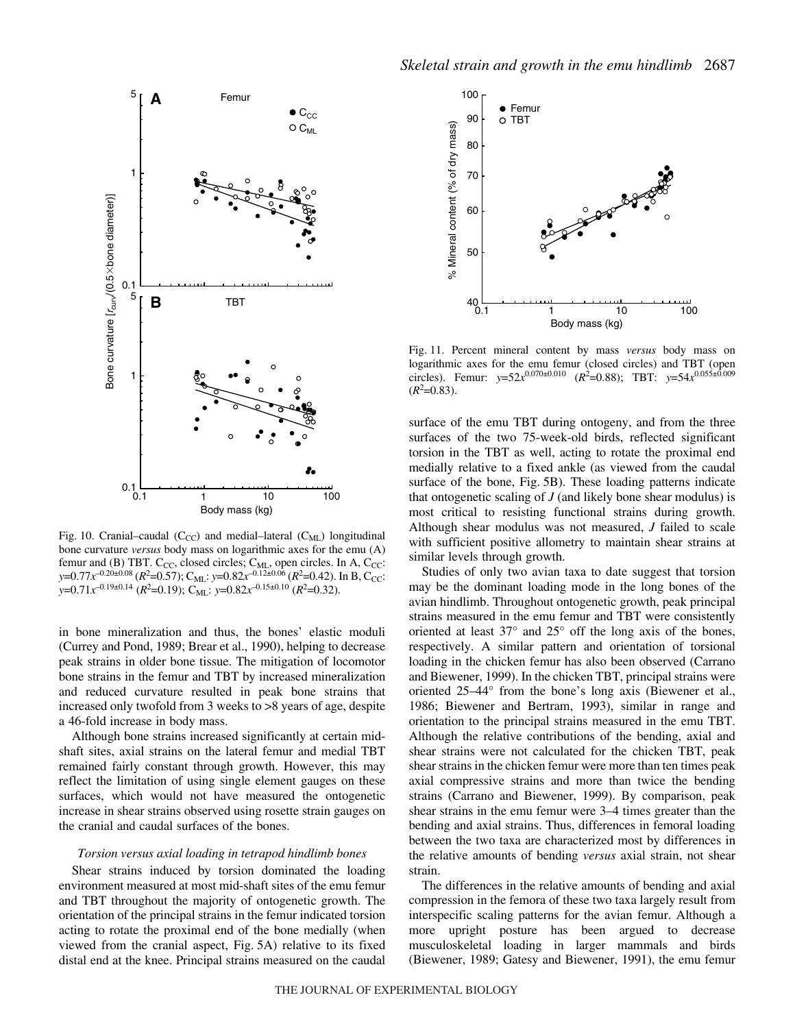Fig. 10. Cranial–caudal ($C_{CC}$) and medial–lateral ($C_{ML}$) longitudinal bone curvature *versus* body mass on logarithmic axes for the emu (A) femur and (B) TBT. $C_{CC}$, closed circles; $C_{ML}$, open circles. In A, $C_{CC}$: $y=0.77x^{-0.20\pm0.08}$ ($R^2$=0.57); $C_{ML}$: $y=0.82x^{-0.12\pm0.06}$ ($R^2$=0.42). In B, $C_{CC}$: $y=0.71x^{-0.19\pm0.14}$ ($R^2$=0.19); $C_{ML}$: $y=0.82x^{-0.15\pm0.10}$ ($R^2$=0.32).

in bone mineralization and thus, the bones' elastic moduli (Currey and Pond, 1989; Brear et al., 1990), helping to decrease peak strains in older bone tissue. The mitigation of locomotor bone strains in the femur and TBT by increased mineralization and reduced curvature resulted in peak bone strains that increased only twofold from 3 weeks to >8 years of age, despite a 46-fold increase in body mass.

Although bone strains increased significantly at certain mid-shaft sites, axial strains on the lateral femur and medial TBT remained fairly constant through growth. However, this may reflect the limitation of using single element gauges on these surfaces, which would not have measured the ontogenetic increase in shear strains observed using rosette strain gauges on the cranial and caudal surfaces of the bones.

### *Torsion versus axial loading in tetrapod hindlimb bones*

Shear strains induced by torsion dominated the loading environment measured at most mid-shaft sites of the emu femur and TBT throughout the majority of ontogenetic growth. The orientation of the principal strains in the femur indicated torsion acting to rotate the proximal end of the bone medially (when viewed from the cranial aspect, Fig. 5A) relative to its fixed distal end at the knee. Principal strains measured on the caudal surface of the emu TBT during ontogeny, and from the three surfaces of the two 75-week-old birds, reflected significant torsion in the TBT as well, acting to rotate the proximal end medially relative to a fixed ankle (as viewed from the caudal surface of the bone, Fig. 5B). These loading patterns indicate that ontogenetic scaling of $J$ (and likely bone shear modulus) is most critical to resisting functional strains during growth. Although shear modulus was not measured, $J$ failed to scale with sufficient positive allometry to maintain shear strains at similar levels through growth.

Fig. 11. Percent mineral content by mass *versus* body mass on logarithmic axes for the emu femur (closed circles) and TBT (open circles). Femur: $y=52x^{0.070\pm0.010}$ ($R^2$=0.88); TBT: $y=54x^{0.055\pm0.009}$ ($R^2$=0.83).

Studies of only two avian taxa to date suggest that torsion may be the dominant loading mode in the long bones of the avian hindlimb. Throughout ontogenetic growth, peak principal strains measured in the emu femur and TBT were consistently oriented at least 37° and 25° off the long axis of the bones, respectively. A similar pattern and orientation of torsional loading in the chicken femur has also been observed (Carrano and Biewener, 1999). In the chicken TBT, principal strains were oriented 25–44° from the bone's long axis (Biewener et al., 1986; Biewener and Bertram, 1993), similar in range and orientation to the principal strains measured in the emu TBT. Although the relative contributions of the bending, axial and shear strains were not calculated for the chicken TBT, peak shear strains in the chicken femur were more than ten times peak axial compressive strains and more than twice the bending strains (Carrano and Biewener, 1999). By comparison, peak shear strains in the emu femur were 3–4 times greater than the bending and axial strains. Thus, differences in femoral loading between the two taxa are characterized most by differences in the relative amounts of bending *versus* axial strain, not shear strain.

The differences in the relative amounts of bending and axial compression in the femora of these two taxa largely result from interspecific scaling patterns for the avian femur. Although a more upright posture has been argued to decrease musculoskeletal loading in larger mammals and birds (Biewener, 1989; Gatesy and Biewener, 1991), the emu femur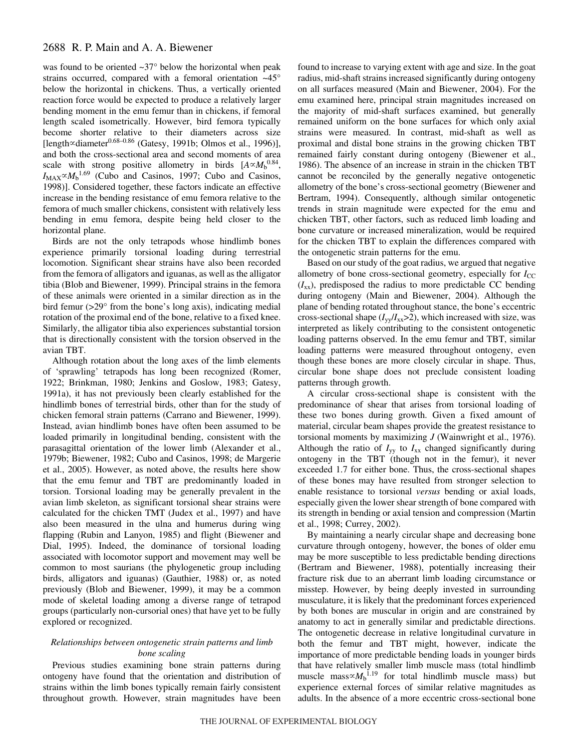was found to be oriented ~37° below the horizontal when peak strains occurred, compared with a femoral orientation ~45° below the horizontal in chickens. Thus, a vertically oriented reaction force would be expected to produce a relatively larger bending moment in the emu femur than in chickens, if femoral length scaled isometrically. However, bird femora typically become shorter relative to their diameters across size [length$\propto$diameter$^{0.68-0.86}$ (Gatesy, 1991b; Olmos et al., 1996)], and both the cross-sectional area and second moments of area scale with strong positive allometry in birds [$A\propto M_b^{0.84}$, $I_{MAX}\propto M_b^{1.69}$ (Cubo and Casinos, 1997; Cubo and Casinos, 1998)]. Considered together, these factors indicate an effective increase in the bending resistance of emu femora relative to the femora of much smaller chickens, consistent with relatively less bending in emu femora, despite being held closer to the horizontal plane.

Birds are not the only tetrapods whose hindlimb bones experience primarily torsional loading during terrestrial locomotion. Significant shear strains have also been recorded from the femora of alligators and iguanas, as well as the alligator tibia (Blob and Biewener, 1999). Principal strains in the femora of these animals were oriented in a similar direction as in the bird femur (>29° from the bone's long axis), indicating medial rotation of the proximal end of the bone, relative to a fixed knee. Similarly, the alligator tibia also experiences substantial torsion that is directionally consistent with the torsion observed in the avian TBT.

Although rotation about the long axes of the limb elements of 'sprawling' tetrapods has long been recognized (Romer, 1922; Brinkman, 1980; Jenkins and Goslow, 1983; Gatesy, 1991a), it has not previously been clearly established for the hindlimb bones of terrestrial birds, other than for the study of chicken femoral strain patterns (Carrano and Biewener, 1999). Instead, avian hindlimb bones have often been assumed to be loaded primarily in longitudinal bending, consistent with the parasagittal orientation of the lower limb (Alexander et al., 1979b; Biewener, 1982; Cubo and Casinos, 1998; de Margerie et al., 2005). However, as noted above, the results here show that the emu femur and TBT are predominantly loaded in torsion. Torsional loading may be generally prevalent in the avian limb skeleton, as significant torsional shear strains were calculated for the chicken TMT (Judex et al., 1997) and have also been measured in the ulna and humerus during wing flapping (Rubin and Lanyon, 1985) and flight (Biewener and Dial, 1995). Indeed, the dominance of torsional loading associated with locomotor support and movement may well be common to most saurians (the phylogenetic group including birds, alligators and iguanas) (Gauthier, 1988) or, as noted previously (Blob and Biewener, 1999), it may be a common mode of skeletal loading among a diverse range of tetrapod groups (particularly non-cursorial ones) that have yet to be fully explored or recognized.

### *Relationships between ontogenetic strain patterns and limb bone scaling*

Previous studies examining bone strain patterns during ontogeny have found that the orientation and distribution of strains within the limb bones typically remain fairly consistent throughout growth. However, strain magnitudes have been found to increase to varying extent with age and size. In the goat radius, mid-shaft strains increased significantly during ontogeny on all surfaces measured (Main and Biewener, 2004). For the emu examined here, principal strain magnitudes increased on the majority of mid-shaft surfaces examined, but generally remained uniform on the bone surfaces for which only axial strains were measured. In contrast, mid-shaft as well as proximal and distal bone strains in the growing chicken TBT remained fairly constant during ontogeny (Biewener et al., 1986). The absence of an increase in strain in the chicken TBT cannot be reconciled by the generally negative ontogenetic allometry of the bone's cross-sectional geometry (Biewener and Bertram, 1994). Consequently, although similar ontogenetic trends in strain magnitude were expected for the emu and chicken TBT, other factors, such as reduced limb loading and bone curvature or increased mineralization, would be required for the chicken TBT to explain the differences compared with the ontogenetic strain patterns for the emu.

Based on our study of the goat radius, we argued that negative allometry of bone cross-sectional geometry, especially for $I_{CC}$ ($I_{xx}$), predisposed the radius to more predictable CC bending during ontogeny (Main and Biewener, 2004). Although the plane of bending rotated throughout stance, the bone's eccentric cross-sectional shape ($I_{yy}/I_{xx}$>2), which increased with size, was interpreted as likely contributing to the consistent ontogenetic loading patterns observed. In the emu femur and TBT, similar loading patterns were measured throughout ontogeny, even though these bones are more closely circular in shape. Thus, circular bone shape does not preclude consistent loading patterns through growth.

A circular cross-sectional shape is consistent with the predominance of shear that arises from torsional loading of these two bones during growth. Given a fixed amount of material, circular beam shapes provide the greatest resistance to torsional moments by maximizing $J$ (Wainwright et al., 1976). Although the ratio of $I_{yy}$ to $I_{xx}$ changed significantly during ontogeny in the TBT (though not in the femur), it never exceeded 1.7 for either bone. Thus, the cross-sectional shapes of these bones may have resulted from stronger selection to enable resistance to torsional *versus* bending or axial loads, especially given the lower shear strength of bone compared with its strength in bending or axial tension and compression (Martin et al., 1998; Currey, 2002).

By maintaining a nearly circular shape and decreasing bone curvature through ontogeny, however, the bones of older emu may be more susceptible to less predictable bending directions (Bertram and Biewener, 1988), potentially increasing their fracture risk due to an aberrant limb loading circumstance or misstep. However, by being deeply invested in surrounding musculature, it is likely that the predominant forces experienced by both bones are muscular in origin and are constrained by anatomy to act in generally similar and predictable directions. The ontogenetic decrease in relative longitudinal curvature in both the femur and TBT might, however, indicate the importance of more predictable bending loads in younger birds that have relatively smaller limb muscle mass (total hindlimb muscle mass$\propto M_b^{1.19}$ for total hindlimb muscle mass) but experience external forces of similar relative magnitudes as adults. In the absence of a more eccentric cross-sectional bone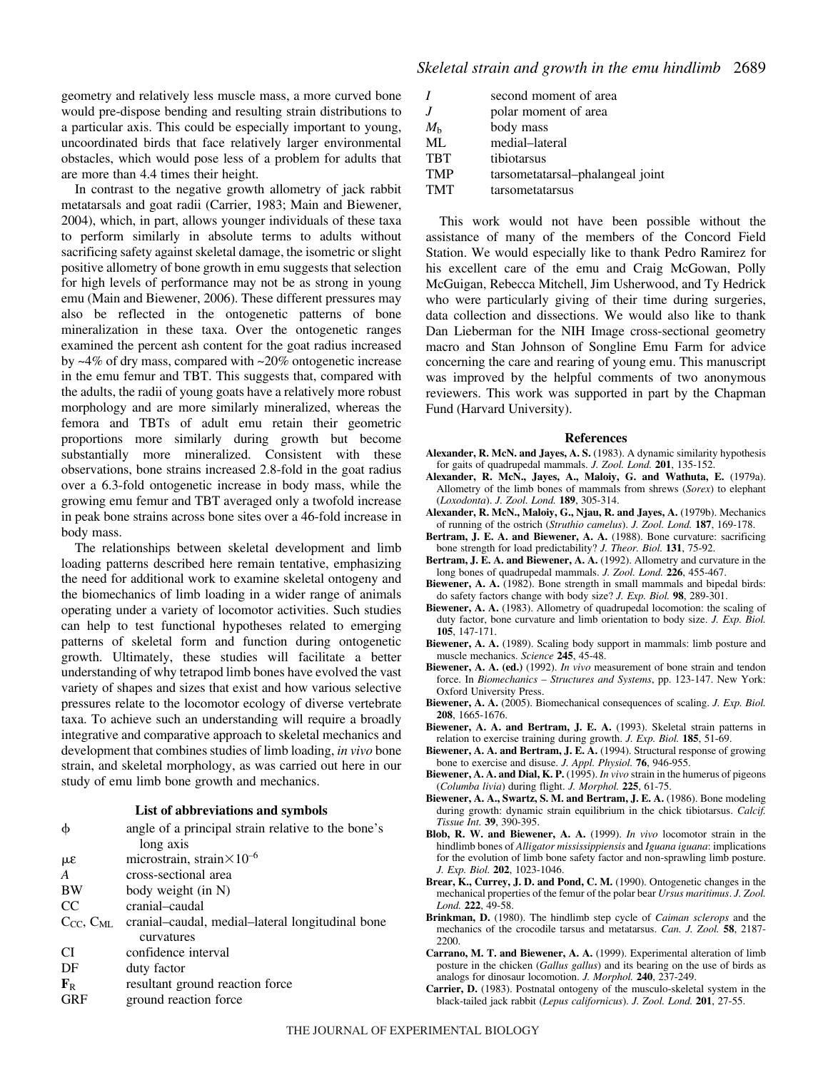geometry and relatively less muscle mass, a more curved bone would pre-dispose bending and resulting strain distributions to a particular axis. This could be especially important to young, uncoordinated birds that face relatively larger environmental obstacles, which would pose less of a problem for adults that are more than 4.4 times their height.

In contrast to the negative growth allometry of jack rabbit metatarsals and goat radii (Carrier, 1983; Main and Biewener, 2004), which, in part, allows younger individuals of these taxa to perform similarly in absolute terms to adults without sacrificing safety against skeletal damage, the isometric or slight positive allometry of bone growth in emu suggests that selection for high levels of performance may not be as strong in young emu (Main and Biewener, 2006). These different pressures may also be reflected in the ontogenetic patterns of bone mineralization in these taxa. Over the ontogenetic ranges examined the percent ash content for the goat radius increased by ~4% of dry mass, compared with ~20% ontogenetic increase in the emu femur and TBT. This suggests that, compared with the adults, the radii of young goats have a relatively more robust morphology and are more similarly mineralized, whereas the femora and TBTs of adult emu retain their geometric proportions more similarly during growth but become substantially more mineralized. Consistent with these observations, bone strains increased 2.8-fold in the goat radius over a 6.3-fold ontogenetic increase in body mass, while the growing emu femur and TBT averaged only a twofold increase in peak bone strains across bone sites over a 46-fold increase in body mass.

The relationships between skeletal development and limb loading patterns described here remain tentative, emphasizing the need for additional work to examine skeletal ontogeny and the biomechanics of limb loading in a wider range of animals operating under a variety of locomotor activities. Such studies can help to test functional hypotheses related to emerging patterns of skeletal form and function during ontogenetic growth. Ultimately, these studies will facilitate a better understanding of why tetrapod limb bones have evolved the vast variety of shapes and sizes that exist and how various selective pressures relate to the locomotor ecology of diverse vertebrate taxa. To achieve such an understanding will require a broadly integrative and comparative approach to skeletal mechanics and development that combines studies of limb loading, *in vivo* bone strain, and skeletal morphology, as was carried out here in our study of emu limb bone growth and mechanics.

## List of abbreviations and symbols

| | |
|---|---|
| $\phi$ | angle of a principal strain relative to the bone's long axis |
| $\mu\varepsilon$ | microstrain, strain$\times10^{-6}$ |
| $A$ | cross-sectional area |
| BW | body weight (in N) |
| CC | cranial–caudal |
| $C_{CC}$, $C_{ML}$ | cranial–caudal, medial–lateral longitudinal bone curvatures |
| CI | confidence interval |
| DF | duty factor |
| $\mathbf{F}_R$ | resultant ground reaction force |
| GRF | ground reaction force |
| $I$ | second moment of area |
| $J$ | polar moment of area |
| $M_b$ | body mass |
| ML | medial–lateral |
| TBT | tibiotarsus |
| TMP | tarsometatarsal–phalangeal joint |
| TMT | tarsometatarsus |

This work would not have been possible without the assistance of many of the members of the Concord Field Station. We would especially like to thank Pedro Ramirez for his excellent care of the emu and Craig McGowan, Polly McGuigan, Rebecca Mitchell, Jim Usherwood, and Ty Hedrick who were particularly giving of their time during surgeries, data collection and dissections. We would also like to thank Dan Lieberman for the NIH Image cross-sectional geometry macro and Stan Johnson of Songline Emu Farm for advice concerning the care and rearing of young emu. This manuscript was improved by the helpful comments of two anonymous reviewers. This work was supported in part by the Chapman Fund (Harvard University).

## References

**Alexander, R. McN. and Jayes, A. S.** (1983). A dynamic similarity hypothesis for gaits of quadrupedal mammals. *J. Zool. Lond.* **201**, 135-152.

**Alexander, R. McN., Jayes, A., Maloiy, G. and Wathuta, E.** (1979a). Allometry of the limb bones of mammals from shrews (*Sorex*) to elephant (*Loxodonta*). *J. Zool. Lond.* **189**, 305-314.

**Alexander, R. McN., Maloiy, G., Njau, R. and Jayes, A.** (1979b). Mechanics of running of the ostrich (*Struthio camelus*). *J. Zool. Lond.* **187**, 169-178.

**Bertram, J. E. A. and Biewener, A. A.** (1988). Bone curvature: sacrificing bone strength for load predictability? *J. Theor. Biol.* **131**, 75-92.

**Bertram, J. E. A. and Biewener, A. A.** (1992). Allometry and curvature in the long bones of quadrupedal mammals. *J. Zool. Lond.* **226**, 455-467.

**Biewener, A. A.** (1982). Bone strength in small mammals and bipedal birds: do safety factors change with body size? *J. Exp. Biol.* **98**, 289-301.

**Biewener, A. A.** (1983). Allometry of quadrupedal locomotion: the scaling of duty factor, bone curvature and limb orientation to body size. *J. Exp. Biol.* **105**, 147-171.

**Biewener, A. A.** (1989). Scaling body support in mammals: limb posture and muscle mechanics. *Science* **245**, 45-48.

**Biewener, A. A. (ed.)** (1992). *In vivo* measurement of bone strain and tendon force. In *Biomechanics – Structures and Systems*, pp. 123-147. New York: Oxford University Press.

**Biewener, A. A.** (2005). Biomechanical consequences of scaling. *J. Exp. Biol.* **208**, 1665-1676.

**Biewener, A. A. and Bertram, J. E. A.** (1993). Skeletal strain patterns in relation to exercise training during growth. *J. Exp. Biol.* **185**, 51-69.

**Biewener, A. A. and Bertram, J. E. A.** (1994). Structural response of growing bone to exercise and disuse. *J. Appl. Physiol.* **76**, 946-955.

**Biewener, A. A. and Dial, K. P.** (1995). *In vivo* strain in the humerus of pigeons (*Columba livia*) during flight. *J. Morphol.* **225**, 61-75.

**Biewener, A. A., Swartz, S. M. and Bertram, J. E. A.** (1986). Bone modeling during growth: dynamic strain equilibrium in the chick tibiotarsus. *Calcif. Tissue Int.* **39**, 390-395.

**Blob, R. W. and Biewener, A. A.** (1999). *In vivo* locomotor strain in the hindlimb bones of *Alligator mississippiensis* and *Iguana iguana*: implications for the evolution of limb bone safety factor and non-sprawling limb posture. *J. Exp. Biol.* **202**, 1023-1046.

**Brear, K., Currey, J. D. and Pond, C. M.** (1990). Ontogenetic changes in the mechanical properties of the femur of the polar bear *Ursus maritimus*. *J. Zool. Lond.* **222**, 49-58.

**Brinkman, D.** (1980). The hindlimb step cycle of *Caiman sclerops* and the mechanics of the crocodile tarsus and metatarsus. *Can. J. Zool.* **58**, 2187-2200.

**Carrano, M. T. and Biewener, A. A.** (1999). Experimental alteration of limb posture in the chicken (*Gallus gallus*) and its bearing on the use of birds as analogs for dinosaur locomotion. *J. Morphol.* **240**, 237-249.

**Carrier, D.** (1983). Postnatal ontogeny of the musculo-skeletal system in the black-tailed jack rabbit (*Lepus californicus*). *J. Zool. Lond.* **201**, 27-55.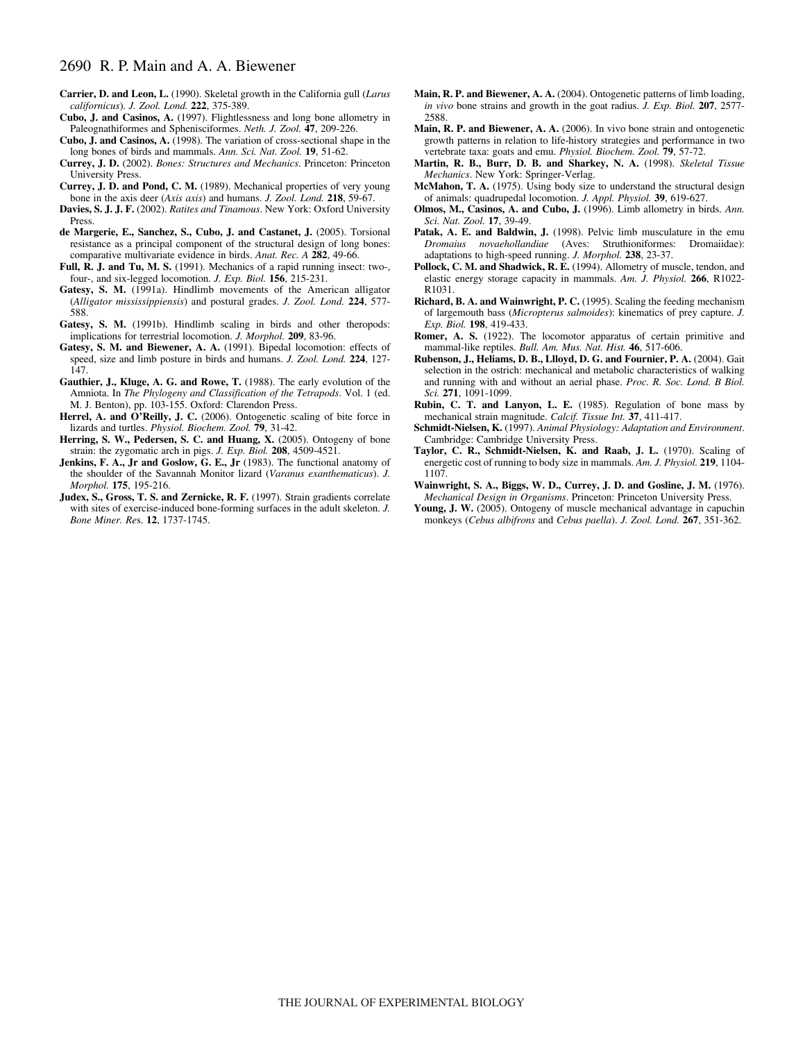**Carrier, D. and Leon, L.** (1990). Skeletal growth in the California gull (*Larus californicus*). *J. Zool. Lond.* **222**, 375-389.

**Cubo, J. and Casinos, A.** (1997). Flightlessness and long bone allometry in Paleognathiformes and Sphenisciformes. *Neth. J. Zool.* **47**, 209-226.

**Cubo, J. and Casinos, A.** (1998). The variation of cross-sectional shape in the long bones of birds and mammals. *Ann. Sci. Nat. Zool.* **19**, 51-62.

**Currey, J. D.** (2002). *Bones: Structures and Mechanics*. Princeton: Princeton University Press.

**Currey, J. D. and Pond, C. M.** (1989). Mechanical properties of very young bone in the axis deer (*Axis axis*) and humans. *J. Zool. Lond.* **218**, 59-67.

**Davies, S. J. J. F.** (2002). *Ratites and Tinamous*. New York: Oxford University Press.

**de Margerie, E., Sanchez, S., Cubo, J. and Castanet, J.** (2005). Torsional resistance as a principal component of the structural design of long bones: comparative multivariate evidence in birds. *Anat. Rec. A* **282**, 49-66.

**Full, R. J. and Tu, M. S.** (1991). Mechanics of a rapid running insect: two-, four-, and six-legged locomotion. *J. Exp. Biol.* **156**, 215-231.

**Gatesy, S. M.** (1991a). Hindlimb movements of the American alligator (*Alligator mississippiensis*) and postural grades. *J. Zool. Lond.* **224**, 577-588.

**Gatesy, S. M.** (1991b). Hindlimb scaling in birds and other theropods: implications for terrestrial locomotion. *J. Morphol.* **209**, 83-96.

**Gatesy, S. M. and Biewener, A. A.** (1991). Bipedal locomotion: effects of speed, size and limb posture in birds and humans. *J. Zool. Lond.* **224**, 127-147.

**Gauthier, J., Kluge, A. G. and Rowe, T.** (1988). The early evolution of the Amniota. In *The Phylogeny and Classification of the Tetrapods*. Vol. 1 (ed. M. J. Benton), pp. 103-155. Oxford: Clarendon Press.

**Herrel, A. and O'Reilly, J. C.** (2006). Ontogenetic scaling of bite force in lizards and turtles. *Physiol. Biochem. Zool.* **79**, 31-42.

**Herring, S. W., Pedersen, S. C. and Huang, X.** (2005). Ontogeny of bone strain: the zygomatic arch in pigs. *J. Exp. Biol.* **208**, 4509-4521.

**Jenkins, F. A., Jr and Goslow, G. E., Jr** (1983). The functional anatomy of the shoulder of the Savannah Monitor lizard (*Varanus exanthematicus*). *J. Morphol.* **175**, 195-216.

**Judex, S., Gross, T. S. and Zernicke, R. F.** (1997). Strain gradients correlate with sites of exercise-induced bone-forming surfaces in the adult skeleton. *J. Bone Miner. Res*. **12**, 1737-1745.

**Main, R. P. and Biewener, A. A.** (2004). Ontogenetic patterns of limb loading, *in vivo* bone strains and growth in the goat radius. *J. Exp. Biol.* **207**, 2577-2588.

**Main, R. P. and Biewener, A. A.** (2006). In vivo bone strain and ontogenetic growth patterns in relation to life-history strategies and performance in two vertebrate taxa: goats and emu. *Physiol. Biochem. Zool.* **79**, 57-72.

**Martin, R. B., Burr, D. B. and Sharkey, N. A.** (1998). *Skeletal Tissue Mechanics*. New York: Springer-Verlag.

**McMahon, T. A.** (1975). Using body size to understand the structural design of animals: quadrupedal locomotion. *J. Appl. Physiol.* **39**, 619-627.

**Olmos, M., Casinos, A. and Cubo, J.** (1996). Limb allometry in birds. *Ann. Sci. Nat. Zool.* **17**, 39-49.

**Patak, A. E. and Baldwin, J.** (1998). Pelvic limb musculature in the emu *Dromaius novaehollandiae* (Aves: Struthioniformes: Dromaiidae): adaptations to high-speed running. *J. Morphol.* **238**, 23-37.

**Pollock, C. M. and Shadwick, R. E.** (1994). Allometry of muscle, tendon, and elastic energy storage capacity in mammals. *Am. J. Physiol.* **266**, R1022-R1031.

**Richard, B. A. and Wainwright, P. C.** (1995). Scaling the feeding mechanism of largemouth bass (*Micropterus salmoides*): kinematics of prey capture. *J. Exp. Biol.* **198**, 419-433.

**Romer, A. S.** (1922). The locomotor apparatus of certain primitive and mammal-like reptiles. *Bull. Am. Mus. Nat. Hist.* **46**, 517-606.

**Rubenson, J., Heliams, D. B., Llloyd, D. G. and Fournier, P. A.** (2004). Gait selection in the ostrich: mechanical and metabolic characteristics of walking and running with and without an aerial phase. *Proc. R. Soc. Lond. B Biol. Sci.* **271**, 1091-1099.

**Rubin, C. T. and Lanyon, L. E.** (1985). Regulation of bone mass by mechanical strain magnitude. *Calcif. Tissue Int.* **37**, 411-417.

**Schmidt-Nielsen, K.** (1997). *Animal Physiology: Adaptation and Environment*. Cambridge: Cambridge University Press.

**Taylor, C. R., Schmidt-Nielsen, K. and Raab, J. L.** (1970). Scaling of energetic cost of running to body size in mammals. *Am. J. Physiol.* **219**, 1104-1107.

**Wainwright, S. A., Biggs, W. D., Currey, J. D. and Gosline, J. M.** (1976). *Mechanical Design in Organisms*. Princeton: Princeton University Press.

**Young, J. W.** (2005). Ontogeny of muscle mechanical advantage in capuchin monkeys (*Cebus albifrons* and *Cebus paella*). *J. Zool. Lond.* **267**, 351-362.